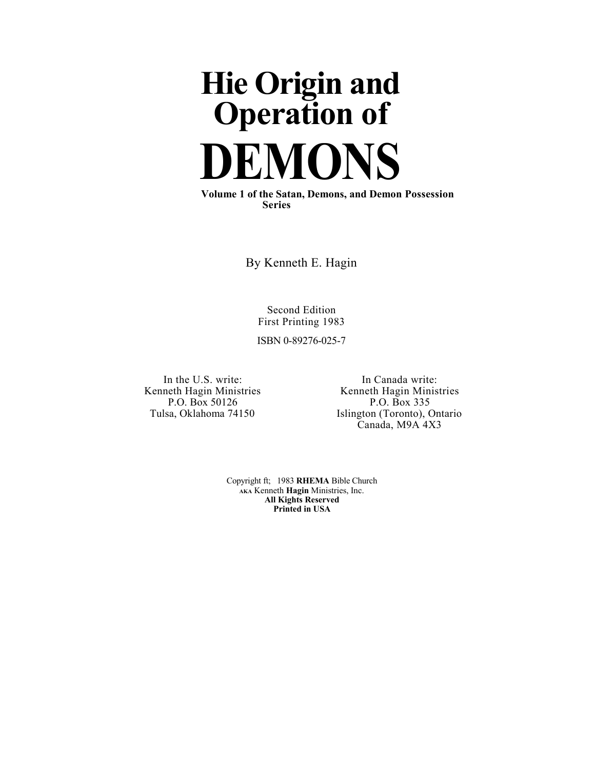# Hie Origin and Operation of DEMONS

**Volume 1 of the Satan, Demons, and Demon Possession Series**

By Kenneth E. Hagin

Second Edition
First Printing 1983

ISBN 0-89276-025-7

In the U.S. write:
Kenneth Hagin Ministries
P.O. Box 50126
Tulsa, Oklahoma 74150

In Canada write:
Kenneth Hagin Ministries
P.O. Box 335
Islington (Toronto), Ontario
Canada, M9A 4X3

Copyright ft; 1983 **RHEMA** Bible Church
AKA Kenneth **Hagin** Ministries, Inc.
**All Kights Reserved**
**Printed in USA**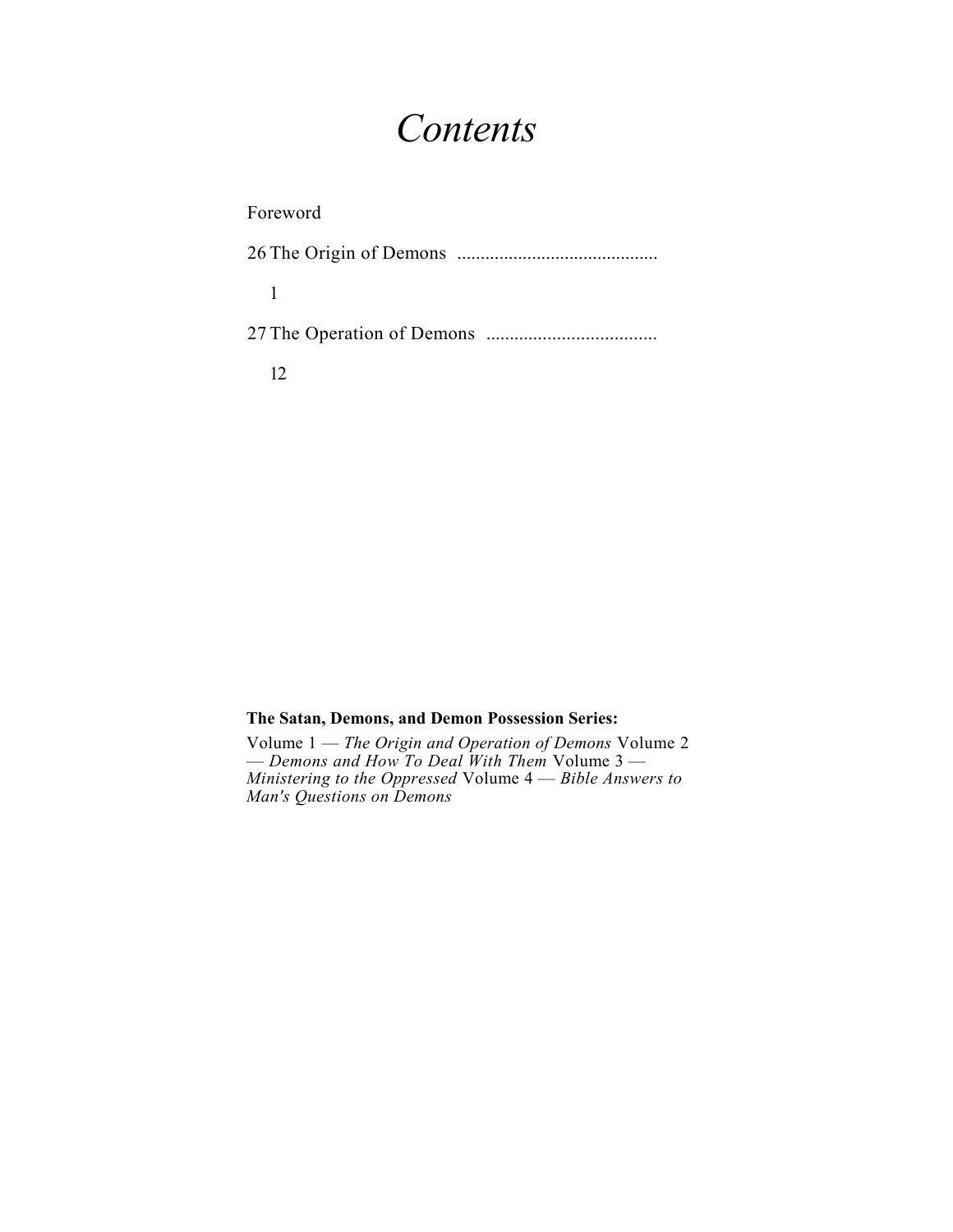# *Contents*

Foreword

26 The Origin of Demons ........................................... 1

27 The Operation of Demons .................................... 12

**The Satan, Demons, and Demon Possession Series:**

Volume 1 — *The Origin and Operation of Demons* Volume 2 — *Demons and How To Deal With Them* Volume 3 — *Ministering to the Oppressed* Volume 4 — *Bible Answers to Man's Questions on Demons*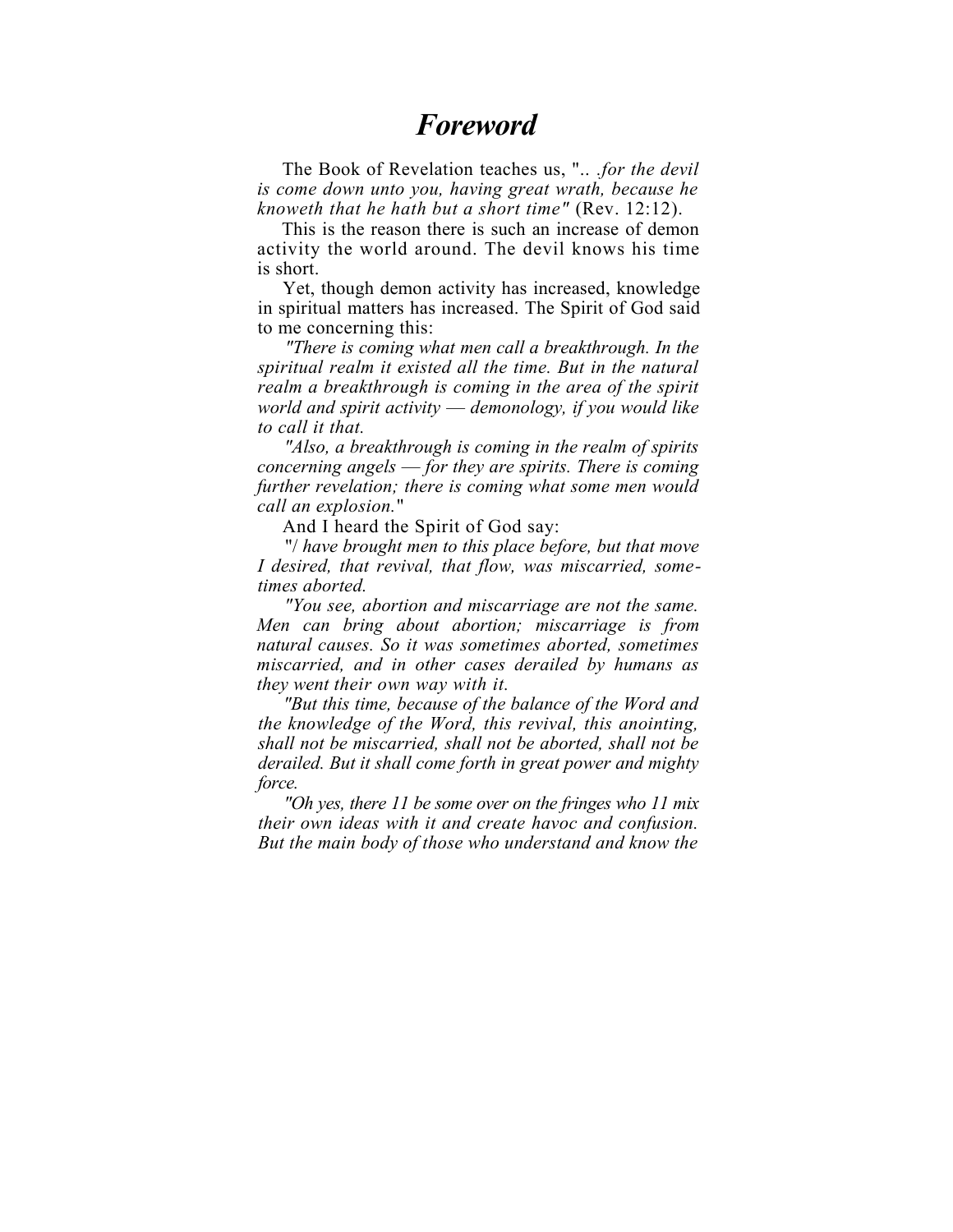# *Foreword*

The Book of Revelation teaches us, ".. *.for the devil is come down unto you, having great wrath, because he knoweth that he hath but a short time"* (Rev. 12:12).

This is the reason there is such an increase of demon activity the world around. The devil knows his time is short.

Yet, though demon activity has increased, knowledge in spiritual matters has increased. The Spirit of God said to me concerning this:

*"There is coming what men call a breakthrough. In the spiritual realm it existed all the time. But in the natural realm a breakthrough is coming in the area of the spirit world and spirit activity — demonology, if you would like to call it that.*

*"Also, a breakthrough is coming in the realm of spirits concerning angels — for they are spirits. There is coming further revelation; there is coming what some men would call an explosion."*

And I heard the Spirit of God say:

"/ *have brought men to this place before, but that move I desired, that revival, that flow, was miscarried, sometimes aborted.*

*"You see, abortion and miscarriage are not the same. Men can bring about abortion; miscarriage is from natural causes. So it was sometimes aborted, sometimes miscarried, and in other cases derailed by humans as they went their own way with it.*

*"But this time, because of the balance of the Word and the knowledge of the Word, this revival, this anointing, shall not be miscarried, shall not be aborted, shall not be derailed. But it shall come forth in great power and mighty force.*

*"Oh yes, there 11 be some over on the fringes who 11 mix their own ideas with it and create havoc and confusion. But the main body of those who understand and know the*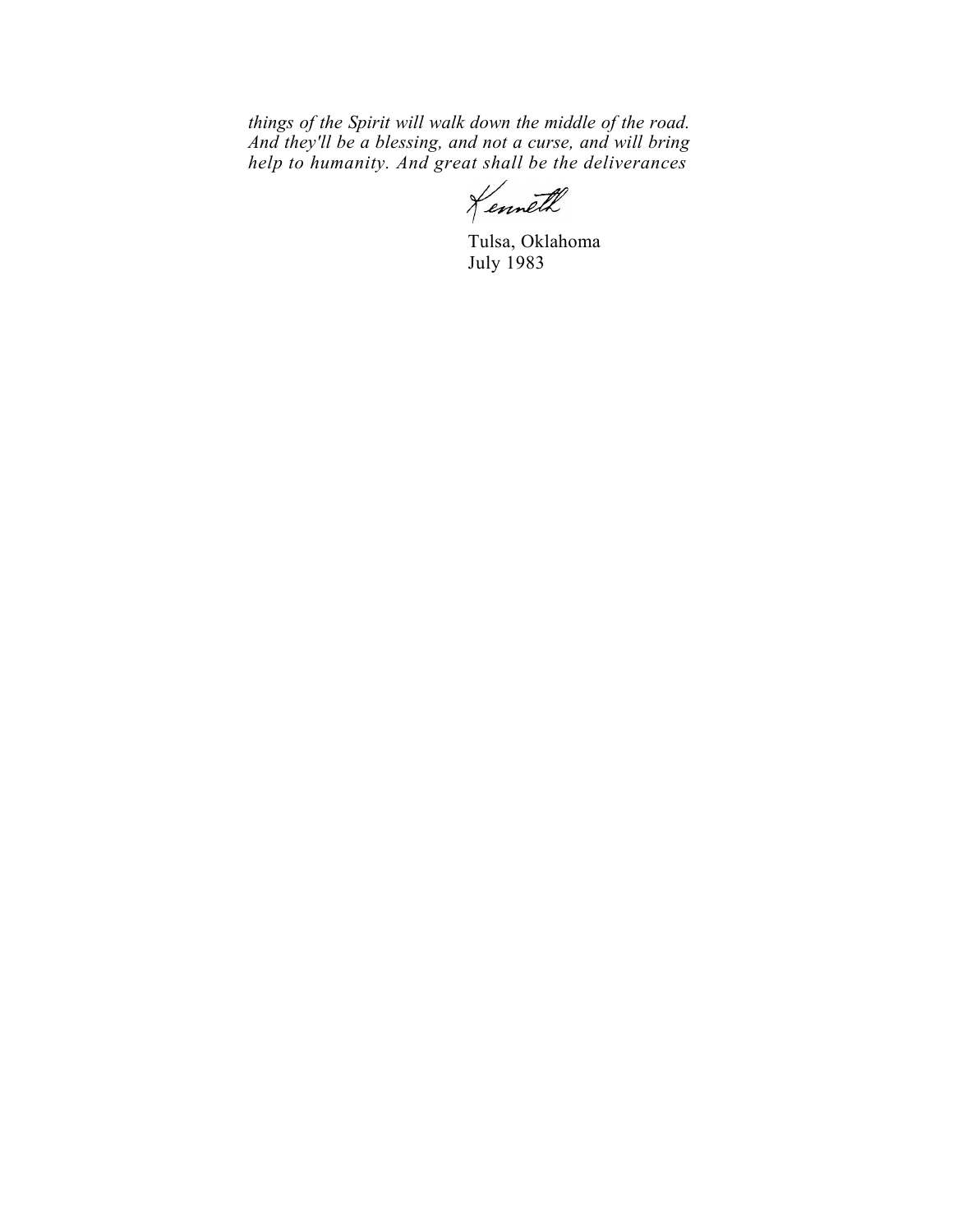*things of the Spirit will walk down the middle of the road. And they'll be a blessing, and not a curse, and will bring help to humanity. And great shall be the deliverances*

Kenneth

Tulsa, Oklahoma
July 1983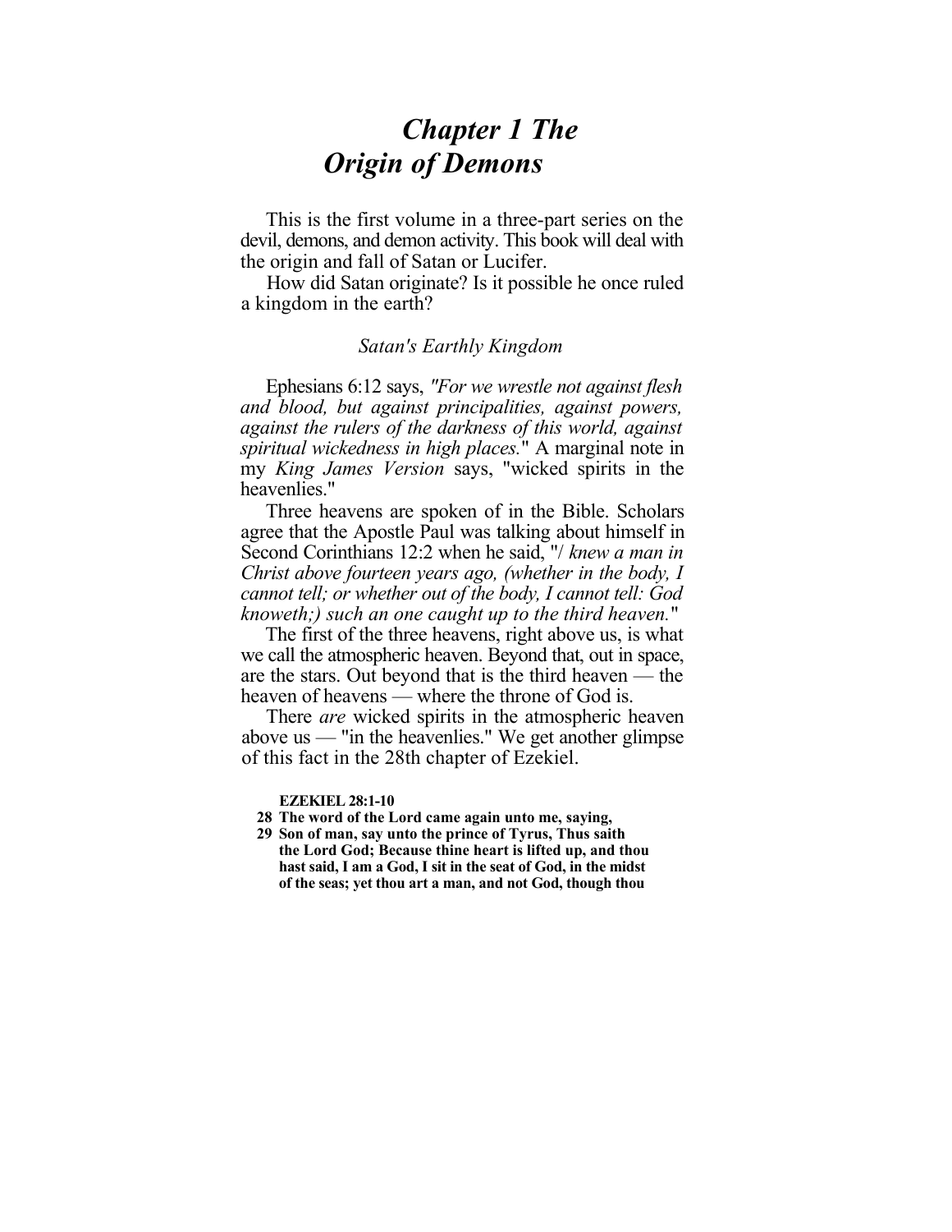# *Chapter 1 The Origin of Demons*

This is the first volume in a three-part series on the devil, demons, and demon activity. This book will deal with the origin and fall of Satan or Lucifer.

How did Satan originate? Is it possible he once ruled a kingdom in the earth?

### *Satan's Earthly Kingdom*

Ephesians 6:12 says, *"For we wrestle not against flesh and blood, but against principalities, against powers, against the rulers of the darkness of this world, against spiritual wickedness in high places.*" A marginal note in my *King James Version* says, "wicked spirits in the heavenlies."

Three heavens are spoken of in the Bible. Scholars agree that the Apostle Paul was talking about himself in Second Corinthians 12:2 when he said, "/ *knew a man in Christ above fourteen years ago, (whether in the body, I cannot tell; or whether out of the body, I cannot tell: God knoweth;) such an one caught up to the third heaven.*"

The first of the three heavens, right above us, is what we call the atmospheric heaven. Beyond that, out in space, are the stars. Out beyond that is the third heaven — the heaven of heavens — where the throne of God is.

There *are* wicked spirits in the atmospheric heaven above us — "in the heavenlies." We get another glimpse of this fact in the 28th chapter of Ezekiel.

**EZEKIEL 28:1-10**

**28 The word of the Lord came again unto me, saying,**

**29 Son of man, say unto the prince of Tyrus, Thus saith the Lord God; Because thine heart is lifted up, and thou hast said, I am a God, I sit in the seat of God, in the midst of the seas; yet thou art a man, and not God, though thou**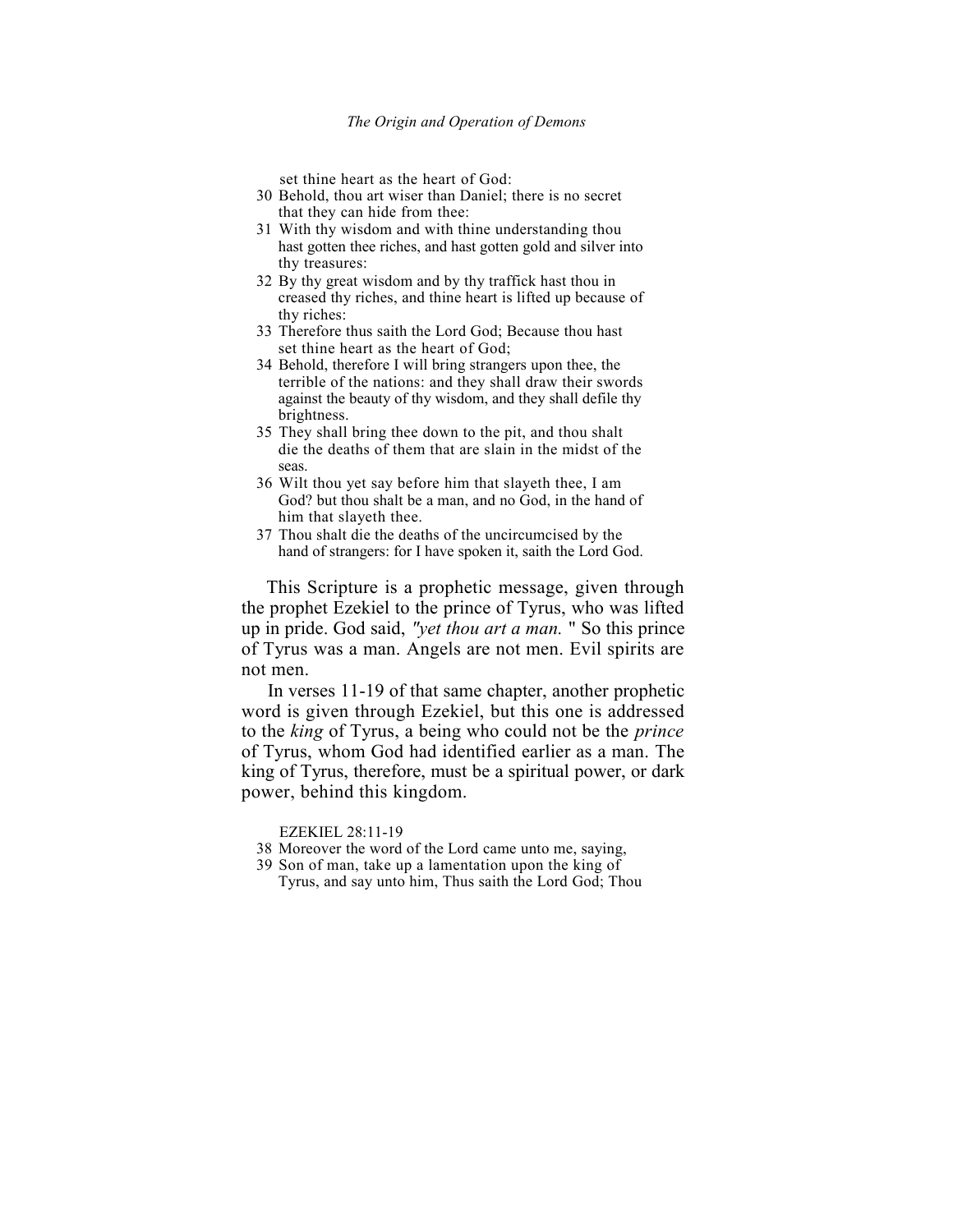set thine heart as the heart of God:

30 Behold, thou art wiser than Daniel; there is no secret that they can hide from thee:

31 With thy wisdom and with thine understanding thou hast gotten thee riches, and hast gotten gold and silver into thy treasures:

32 By thy great wisdom and by thy traffick hast thou in creased thy riches, and thine heart is lifted up because of thy riches:

33 Therefore thus saith the Lord God; Because thou hast set thine heart as the heart of God;

34 Behold, therefore I will bring strangers upon thee, the terrible of the nations: and they shall draw their swords against the beauty of thy wisdom, and they shall defile thy brightness.

35 They shall bring thee down to the pit, and thou shalt die the deaths of them that are slain in the midst of the seas.

36 Wilt thou yet say before him that slayeth thee, I am God? but thou shalt be a man, and no God, in the hand of him that slayeth thee.

37 Thou shalt die the deaths of the uncircumcised by the hand of strangers: for I have spoken it, saith the Lord God.

This Scripture is a prophetic message, given through the prophet Ezekiel to the prince of Tyrus, who was lifted up in pride. God said, *"yet thou art a man."* So this prince of Tyrus was a man. Angels are not men. Evil spirits are not men.

In verses 11-19 of that same chapter, another prophetic word is given through Ezekiel, but this one is addressed to the *king* of Tyrus, a being who could not be the *prince* of Tyrus, whom God had identified earlier as a man. The king of Tyrus, therefore, must be a spiritual power, or dark power, behind this kingdom.

EZEKIEL 28:11-19

38 Moreover the word of the Lord came unto me, saying,

39 Son of man, take up a lamentation upon the king of Tyrus, and say unto him, Thus saith the Lord God; Thou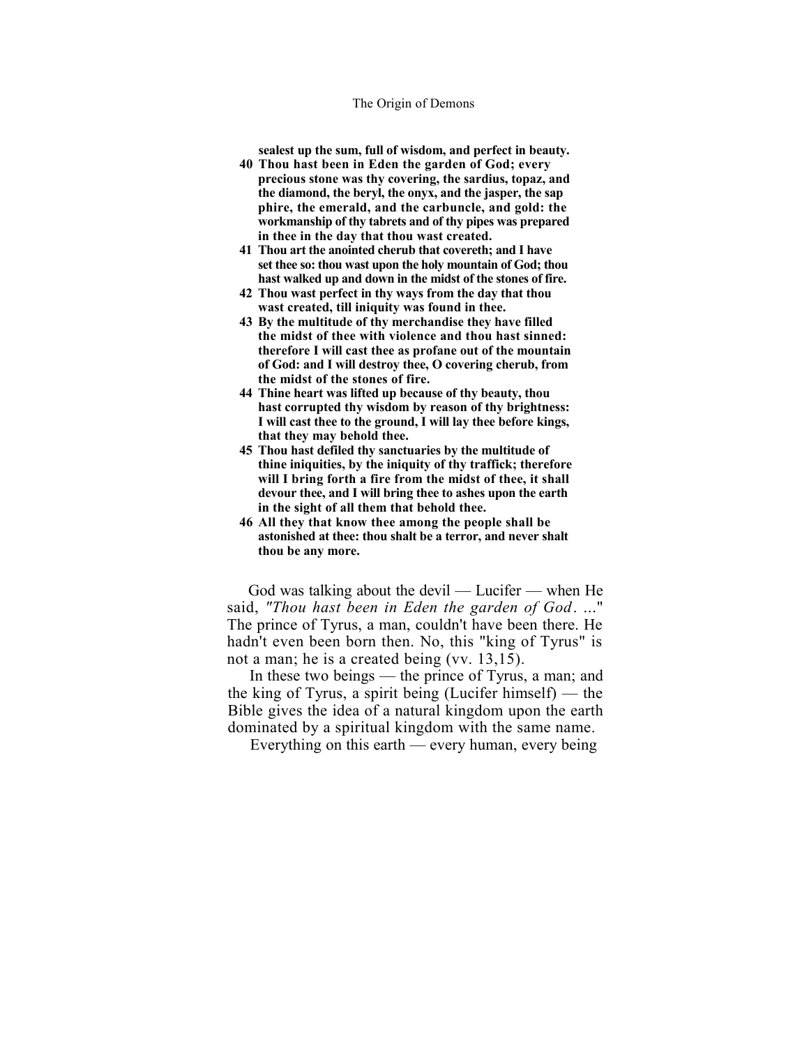**sealest up the sum, full of wisdom, and perfect in beauty.**

**40 Thou hast been in Eden the garden of God; every precious stone was thy covering, the sardius, topaz, and the diamond, the beryl, the onyx, and the jasper, the sap phire, the emerald, and the carbuncle, and gold: the workmanship of thy tabrets and of thy pipes was prepared in thee in the day that thou wast created.**

**41 Thou art the anointed cherub that covereth; and I have set thee so: thou wast upon the holy mountain of God; thou hast walked up and down in the midst of the stones of fire.**

**42 Thou wast perfect in thy ways from the day that thou wast created, till iniquity was found in thee.**

**43 By the multitude of thy merchandise they have filled the midst of thee with violence and thou hast sinned: therefore I will cast thee as profane out of the mountain of God: and I will destroy thee, O covering cherub, from the midst of the stones of fire.**

**44 Thine heart was lifted up because of thy beauty, thou hast corrupted thy wisdom by reason of thy brightness: I will cast thee to the ground, I will lay thee before kings, that they may behold thee.**

**45 Thou hast defiled thy sanctuaries by the multitude of thine iniquities, by the iniquity of thy traffick; therefore will I bring forth a fire from the midst of thee, it shall devour thee, and I will bring thee to ashes upon the earth in the sight of all them that behold thee.**

**46 All they that know thee among the people shall be astonished at thee: thou shalt be a terror, and never shalt thou be any more.**

God was talking about the devil — Lucifer — when He said, *"Thou hast been in Eden the garden of God. ..."* The prince of Tyrus, a man, couldn't have been there. He hadn't even been born then. No, this "king of Tyrus" is not a man; he is a created being (vv. 13,15).

In these two beings — the prince of Tyrus, a man; and the king of Tyrus, a spirit being (Lucifer himself) — the Bible gives the idea of a natural kingdom upon the earth dominated by a spiritual kingdom with the same name.

Everything on this earth — every human, every being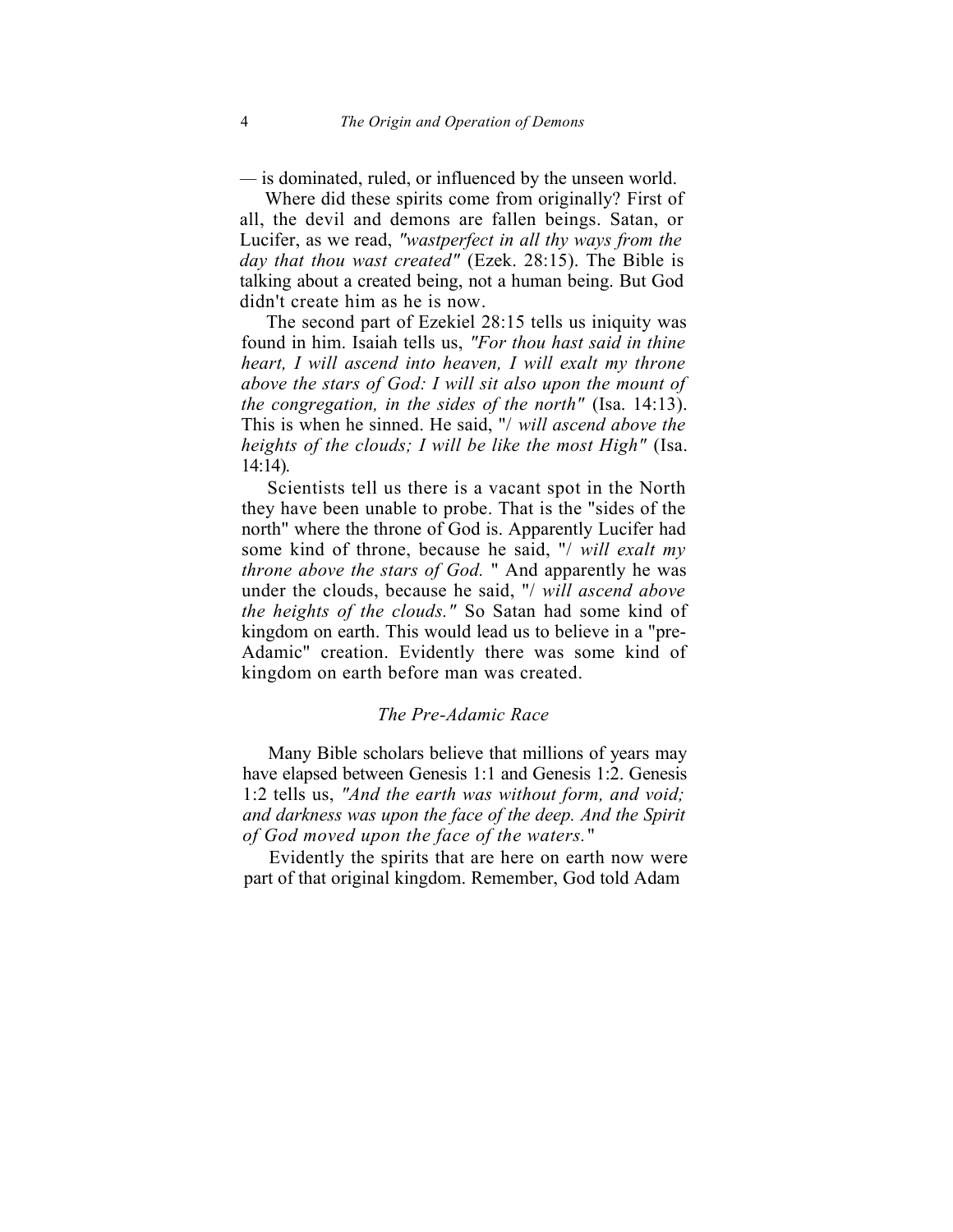— is dominated, ruled, or influenced by the unseen world.

Where did these spirits come from originally? First of all, the devil and demons are fallen beings. Satan, or Lucifer, as we read, *"wastperfect in all thy ways from the day that thou wast created"* (Ezek. 28:15). The Bible is talking about a created being, not a human being. But God didn't create him as he is now.

The second part of Ezekiel 28:15 tells us iniquity was found in him. Isaiah tells us, *"For thou hast said in thine heart, I will ascend into heaven, I will exalt my throne above the stars of God: I will sit also upon the mount of the congregation, in the sides of the north"* (Isa. 14:13). This is when he sinned. He said, "/ *will ascend above the heights of the clouds; I will be like the most High"* (Isa. 14:14).

Scientists tell us there is a vacant spot in the North they have been unable to probe. That is the "sides of the north" where the throne of God is. Apparently Lucifer had some kind of throne, because he said, "/ *will exalt my throne above the stars of God.* " And apparently he was under the clouds, because he said, "/ *will ascend above the heights of the clouds."* So Satan had some kind of kingdom on earth. This would lead us to believe in a "pre-Adamic" creation. Evidently there was some kind of kingdom on earth before man was created.

### *The Pre-Adamic Race*

Many Bible scholars believe that millions of years may have elapsed between Genesis 1:1 and Genesis 1:2. Genesis 1:2 tells us, *"And the earth was without form, and void; and darkness was upon the face of the deep. And the Spirit of God moved upon the face of the waters."*

Evidently the spirits that are here on earth now were part of that original kingdom. Remember, God told Adam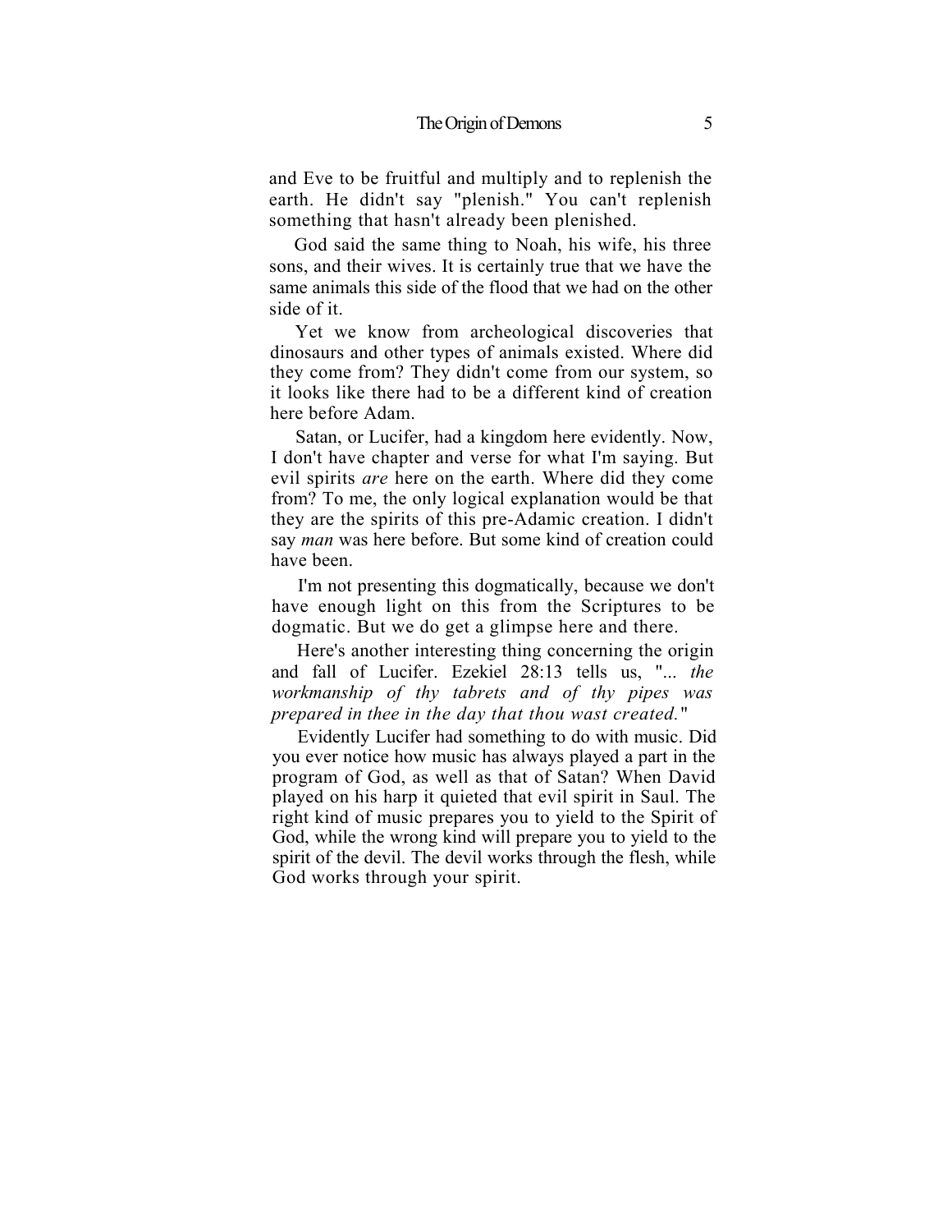and Eve to be fruitful and multiply and to replenish the earth. He didn't say "plenish." You can't replenish something that hasn't already been plenished.

God said the same thing to Noah, his wife, his three sons, and their wives. It is certainly true that we have the same animals this side of the flood that we had on the other side of it.

Yet we know from archeological discoveries that dinosaurs and other types of animals existed. Where did they come from? They didn't come from our system, so it looks like there had to be a different kind of creation here before Adam.

Satan, or Lucifer, had a kingdom here evidently. Now, I don't have chapter and verse for what I'm saying. But evil spirits *are* here on the earth. Where did they come from? To me, the only logical explanation would be that they are the spirits of this pre-Adamic creation. I didn't say *man* was here before. But some kind of creation could have been.

I'm not presenting this dogmatically, because we don't have enough light on this from the Scriptures to be dogmatic. But we do get a glimpse here and there.

Here's another interesting thing concerning the origin and fall of Lucifer. Ezekiel 28:13 tells us, "... *the workmanship of thy tabrets and of thy pipes was prepared in thee in the day that thou wast created.*"

Evidently Lucifer had something to do with music. Did you ever notice how music has always played a part in the program of God, as well as that of Satan? When David played on his harp it quieted that evil spirit in Saul. The right kind of music prepares you to yield to the Spirit of God, while the wrong kind will prepare you to yield to the spirit of the devil. The devil works through the flesh, while God works through your spirit.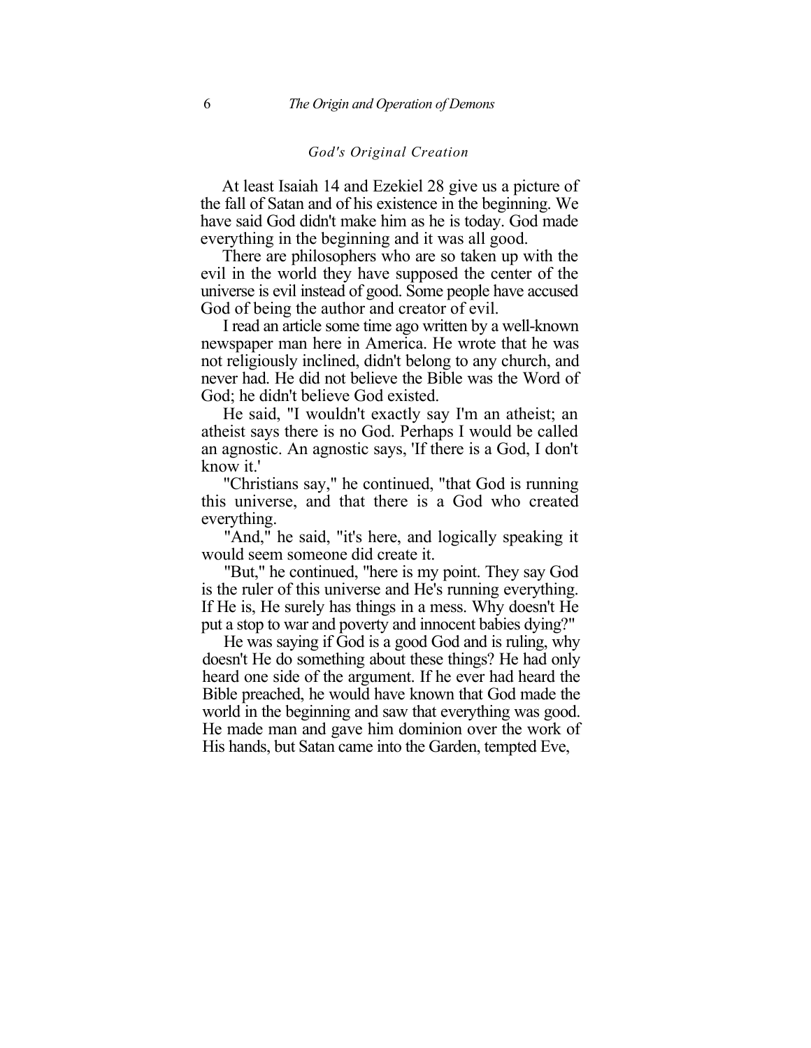### *God's Original Creation*

At least Isaiah 14 and Ezekiel 28 give us a picture of the fall of Satan and of his existence in the beginning. We have said God didn't make him as he is today. God made everything in the beginning and it was all good.

There are philosophers who are so taken up with the evil in the world they have supposed the center of the universe is evil instead of good. Some people have accused God of being the author and creator of evil.

I read an article some time ago written by a well-known newspaper man here in America. He wrote that he was not religiously inclined, didn't belong to any church, and never had. He did not believe the Bible was the Word of God; he didn't believe God existed.

He said, "I wouldn't exactly say I'm an atheist; an atheist says there is no God. Perhaps I would be called an agnostic. An agnostic says, 'If there is a God, I don't know it.'

"Christians say," he continued, "that God is running this universe, and that there is a God who created everything.

"And," he said, "it's here, and logically speaking it would seem someone did create it.

"But," he continued, "here is my point. They say God is the ruler of this universe and He's running everything. If He is, He surely has things in a mess. Why doesn't He put a stop to war and poverty and innocent babies dying?"

He was saying if God is a good God and is ruling, why doesn't He do something about these things? He had only heard one side of the argument. If he ever had heard the Bible preached, he would have known that God made the world in the beginning and saw that everything was good. He made man and gave him dominion over the work of His hands, but Satan came into the Garden, tempted Eve,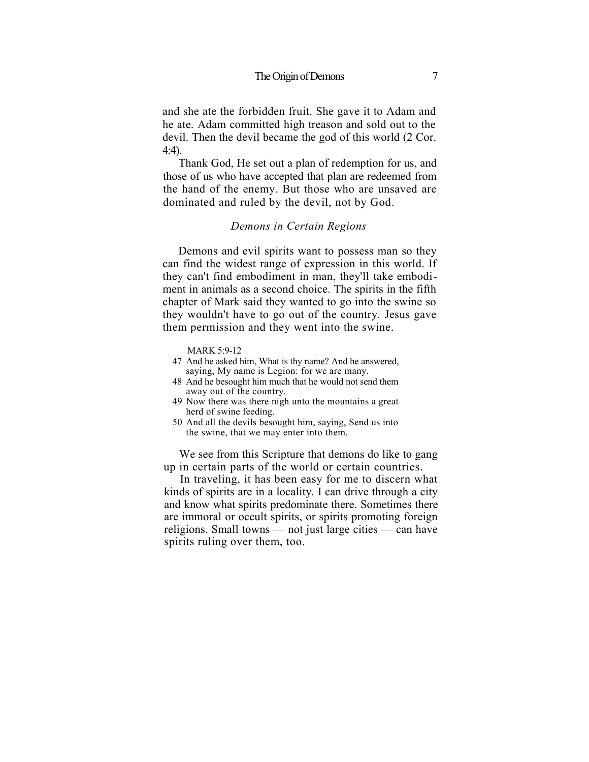and she ate the forbidden fruit. She gave it to Adam and he ate. Adam committed high treason and sold out to the devil. Then the devil became the god of this world (2 Cor. 4:4).

Thank God, He set out a plan of redemption for us, and those of us who have accepted that plan are redeemed from the hand of the enemy. But those who are unsaved are dominated and ruled by the devil, not by God.

### *Demons in Certain Regions*

Demons and evil spirits want to possess man so they can find the widest range of expression in this world. If they can't find embodiment in man, they'll take embodiment in animals as a second choice. The spirits in the fifth chapter of Mark said they wanted to go into the swine so they wouldn't have to go out of the country. Jesus gave them permission and they went into the swine.

MARK 5:9-12

47 And he asked him, What is thy name? And he answered, saying, My name is Legion: for we are many.
48 And he besought him much that he would not send them away out of the country.
49 Now there was there nigh unto the mountains a great herd of swine feeding.
50 And all the devils besought him, saying, Send us into the swine, that we may enter into them.

We see from this Scripture that demons do like to gang up in certain parts of the world or certain countries.

In traveling, it has been easy for me to discern what kinds of spirits are in a locality. I can drive through a city and know what spirits predominate there. Sometimes there are immoral or occult spirits, or spirits promoting foreign religions. Small towns — not just large cities — can have spirits ruling over them, too.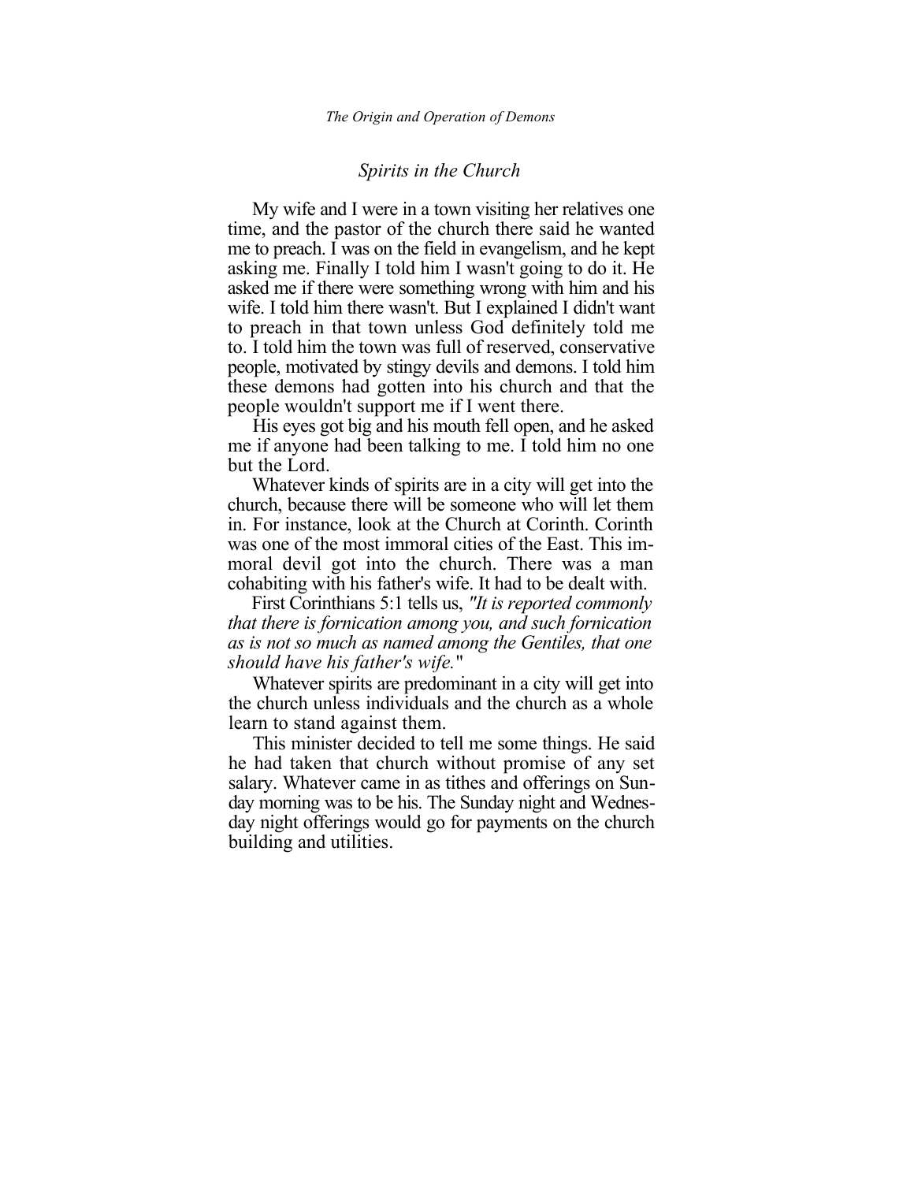## *Spirits in the Church*

My wife and I were in a town visiting her relatives one time, and the pastor of the church there said he wanted me to preach. I was on the field in evangelism, and he kept asking me. Finally I told him I wasn't going to do it. He asked me if there were something wrong with him and his wife. I told him there wasn't. But I explained I didn't want to preach in that town unless God definitely told me to. I told him the town was full of reserved, conservative people, motivated by stingy devils and demons. I told him these demons had gotten into his church and that the people wouldn't support me if I went there.

His eyes got big and his mouth fell open, and he asked me if anyone had been talking to me. I told him no one but the Lord.

Whatever kinds of spirits are in a city will get into the church, because there will be someone who will let them in. For instance, look at the Church at Corinth. Corinth was one of the most immoral cities of the East. This immoral devil got into the church. There was a man cohabiting with his father's wife. It had to be dealt with.

First Corinthians 5:1 tells us, *"It is reported commonly that there is fornication among you, and such fornication as is not so much as named among the Gentiles, that one should have his father's wife."*

Whatever spirits are predominant in a city will get into the church unless individuals and the church as a whole learn to stand against them.

This minister decided to tell me some things. He said he had taken that church without promise of any set salary. Whatever came in as tithes and offerings on Sunday morning was to be his. The Sunday night and Wednesday night offerings would go for payments on the church building and utilities.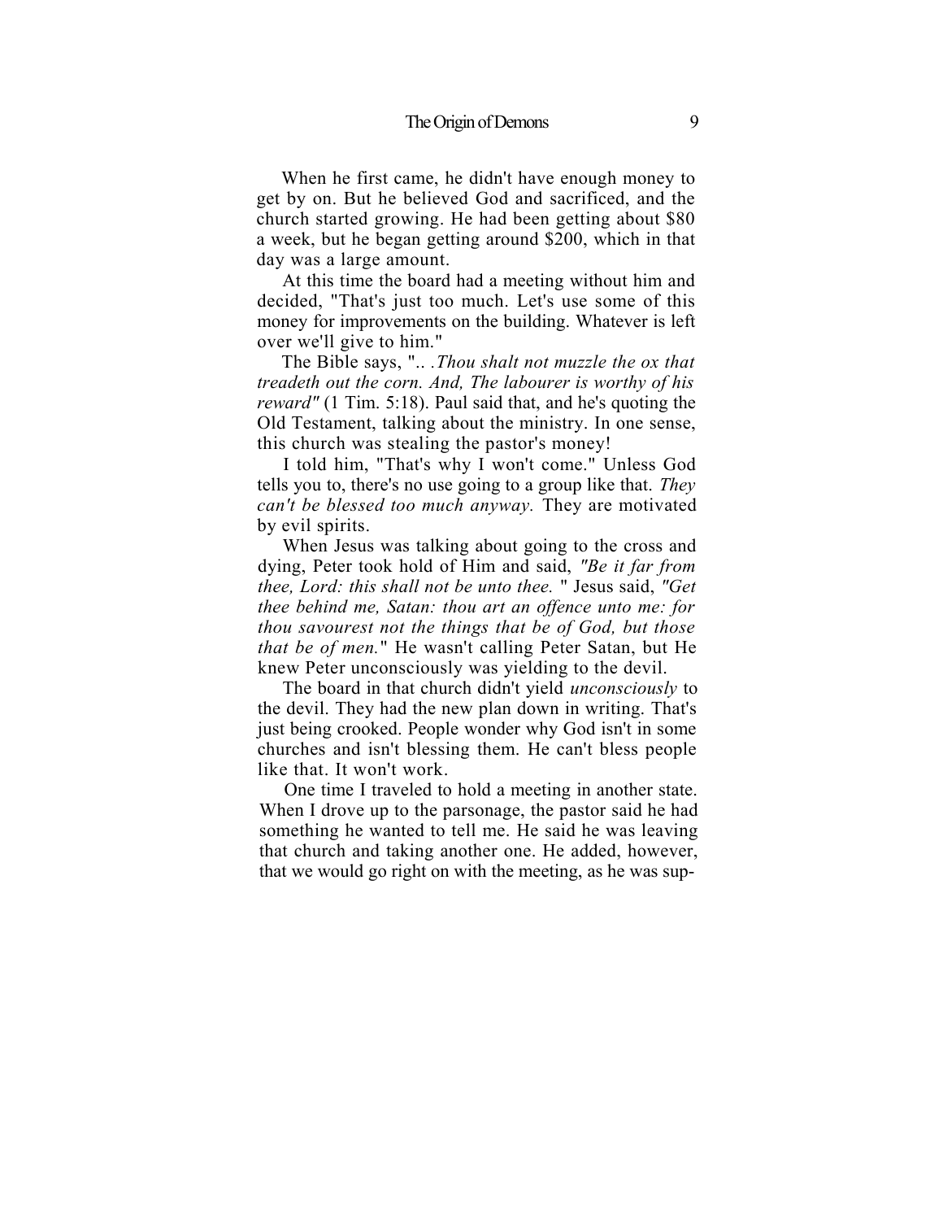When he first came, he didn't have enough money to get by on. But he believed God and sacrificed, and the church started growing. He had been getting about $80 a week, but he began getting around $200, which in that day was a large amount.

At this time the board had a meeting without him and decided, "That's just too much. Let's use some of this money for improvements on the building. Whatever is left over we'll give to him."

The Bible says, ".. .*Thou shalt not muzzle the ox that treadeth out the corn. And, The labourer is worthy of his reward"* (1 Tim. 5:18). Paul said that, and he's quoting the Old Testament, talking about the ministry. In one sense, this church was stealing the pastor's money!

I told him, "That's why I won't come." Unless God tells you to, there's no use going to a group like that. *They can't be blessed too much anyway.* They are motivated by evil spirits.

When Jesus was talking about going to the cross and dying, Peter took hold of Him and said, *"Be it far from thee, Lord: this shall not be unto thee.* " Jesus said, *"Get thee behind me, Satan: thou art an offence unto me: for thou savourest not the things that be of God, but those that be of men.*" He wasn't calling Peter Satan, but He knew Peter unconsciously was yielding to the devil.

The board in that church didn't yield *unconsciously* to the devil. They had the new plan down in writing. That's just being crooked. People wonder why God isn't in some churches and isn't blessing them. He can't bless people like that. It won't work.

One time I traveled to hold a meeting in another state. When I drove up to the parsonage, the pastor said he had something he wanted to tell me. He said he was leaving that church and taking another one. He added, however, that we would go right on with the meeting, as he was sup-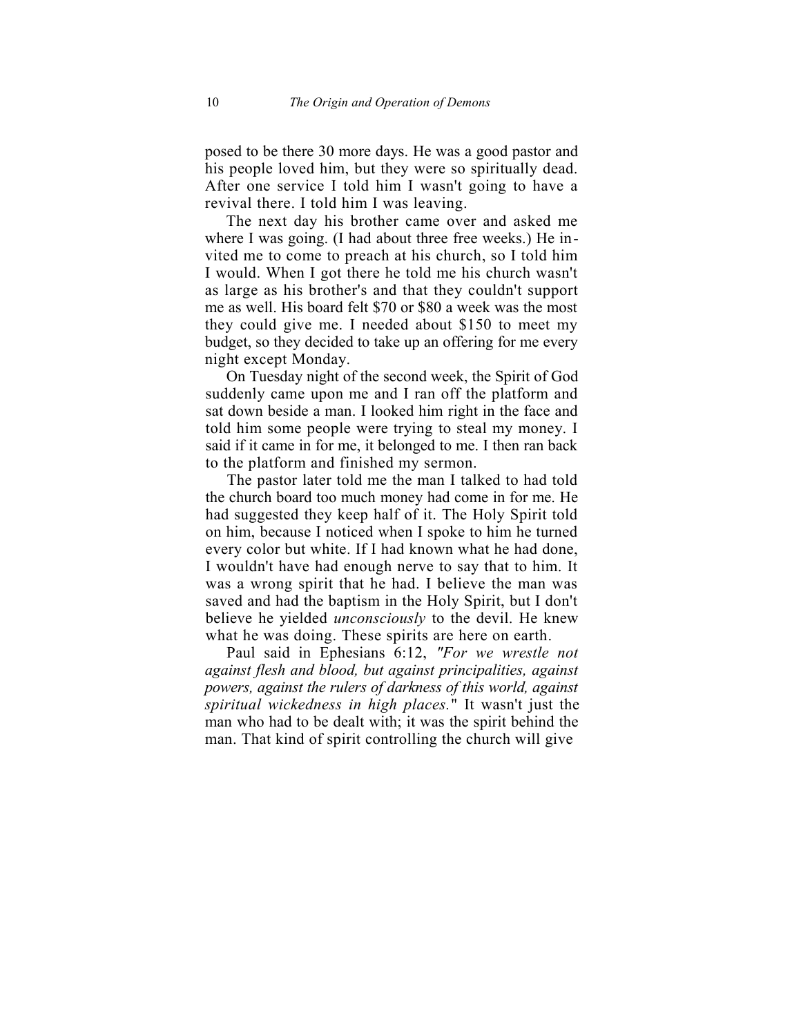posed to be there 30 more days. He was a good pastor and his people loved him, but they were so spiritually dead. After one service I told him I wasn't going to have a revival there. I told him I was leaving.

The next day his brother came over and asked me where I was going. (I had about three free weeks.) He invited me to come to preach at his church, so I told him I would. When I got there he told me his church wasn't as large as his brother's and that they couldn't support me as well. His board felt $70 or $80 a week was the most they could give me. I needed about $150 to meet my budget, so they decided to take up an offering for me every night except Monday.

On Tuesday night of the second week, the Spirit of God suddenly came upon me and I ran off the platform and sat down beside a man. I looked him right in the face and told him some people were trying to steal my money. I said if it came in for me, it belonged to me. I then ran back to the platform and finished my sermon.

The pastor later told me the man I talked to had told the church board too much money had come in for me. He had suggested they keep half of it. The Holy Spirit told on him, because I noticed when I spoke to him he turned every color but white. If I had known what he had done, I wouldn't have had enough nerve to say that to him. It was a wrong spirit that he had. I believe the man was saved and had the baptism in the Holy Spirit, but I don't believe he yielded *unconsciously* to the devil. He knew what he was doing. These spirits are here on earth.

Paul said in Ephesians 6:12, *"For we wrestle not against flesh and blood, but against principalities, against powers, against the rulers of darkness of this world, against spiritual wickedness in high places."* It wasn't just the man who had to be dealt with; it was the spirit behind the man. That kind of spirit controlling the church will give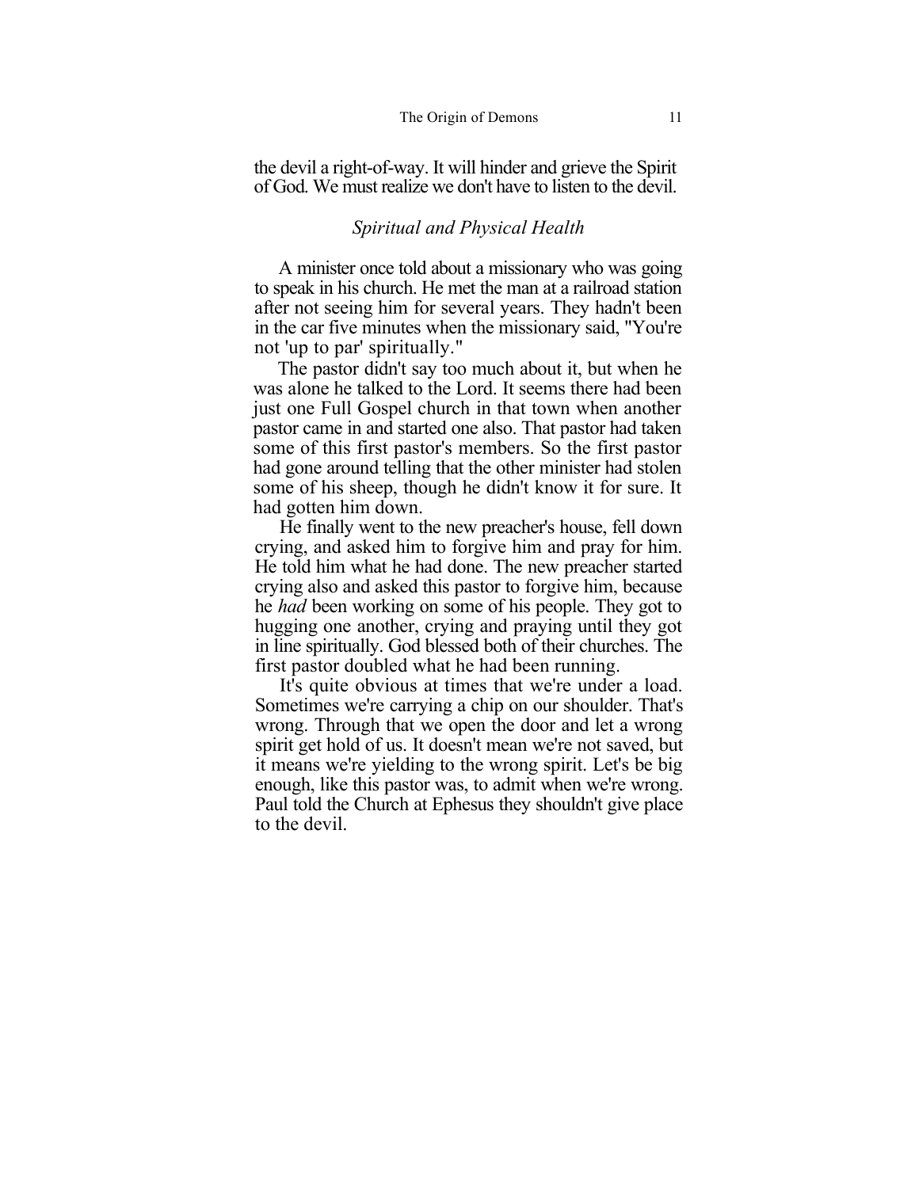the devil a right-of-way. It will hinder and grieve the Spirit of God. We must realize we don't have to listen to the devil.

### *Spiritual and Physical Health*

A minister once told about a missionary who was going to speak in his church. He met the man at a railroad station after not seeing him for several years. They hadn't been in the car five minutes when the missionary said, "You're not 'up to par' spiritually."

The pastor didn't say too much about it, but when he was alone he talked to the Lord. It seems there had been just one Full Gospel church in that town when another pastor came in and started one also. That pastor had taken some of this first pastor's members. So the first pastor had gone around telling that the other minister had stolen some of his sheep, though he didn't know it for sure. It had gotten him down.

He finally went to the new preacher's house, fell down crying, and asked him to forgive him and pray for him. He told him what he had done. The new preacher started crying also and asked this pastor to forgive him, because he *had* been working on some of his people. They got to hugging one another, crying and praying until they got in line spiritually. God blessed both of their churches. The first pastor doubled what he had been running.

It's quite obvious at times that we're under a load. Sometimes we're carrying a chip on our shoulder. That's wrong. Through that we open the door and let a wrong spirit get hold of us. It doesn't mean we're not saved, but it means we're yielding to the wrong spirit. Let's be big enough, like this pastor was, to admit when we're wrong. Paul told the Church at Ephesus they shouldn't give place to the devil.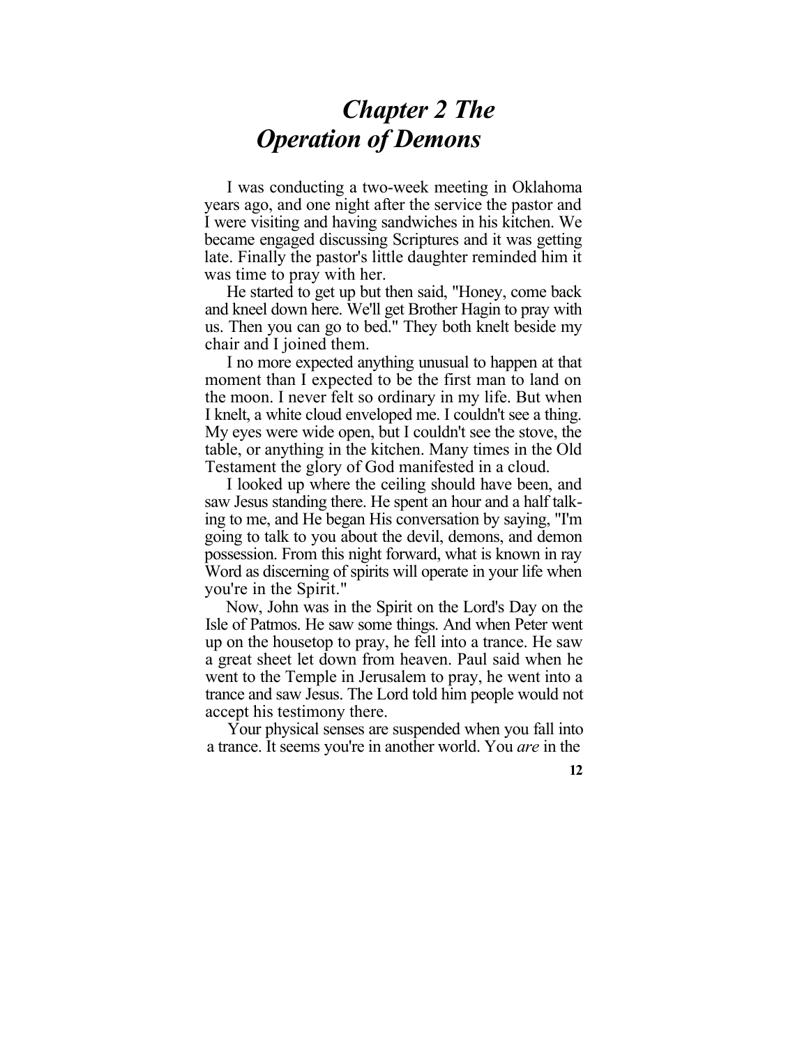# *Chapter 2 The Operation of Demons*

I was conducting a two-week meeting in Oklahoma years ago, and one night after the service the pastor and I were visiting and having sandwiches in his kitchen. We became engaged discussing Scriptures and it was getting late. Finally the pastor's little daughter reminded him it was time to pray with her.

He started to get up but then said, "Honey, come back and kneel down here. We'll get Brother Hagin to pray with us. Then you can go to bed." They both knelt beside my chair and I joined them.

I no more expected anything unusual to happen at that moment than I expected to be the first man to land on the moon. I never felt so ordinary in my life. But when I knelt, a white cloud enveloped me. I couldn't see a thing. My eyes were wide open, but I couldn't see the stove, the table, or anything in the kitchen. Many times in the Old Testament the glory of God manifested in a cloud.

I looked up where the ceiling should have been, and saw Jesus standing there. He spent an hour and a half talking to me, and He began His conversation by saying, "I'm going to talk to you about the devil, demons, and demon possession. From this night forward, what is known in ray Word as discerning of spirits will operate in your life when you're in the Spirit."

Now, John was in the Spirit on the Lord's Day on the Isle of Patmos. He saw some things. And when Peter went up on the housetop to pray, he fell into a trance. He saw a great sheet let down from heaven. Paul said when he went to the Temple in Jerusalem to pray, he went into a trance and saw Jesus. The Lord told him people would not accept his testimony there.

Your physical senses are suspended when you fall into a trance. It seems you're in another world. You *are* in the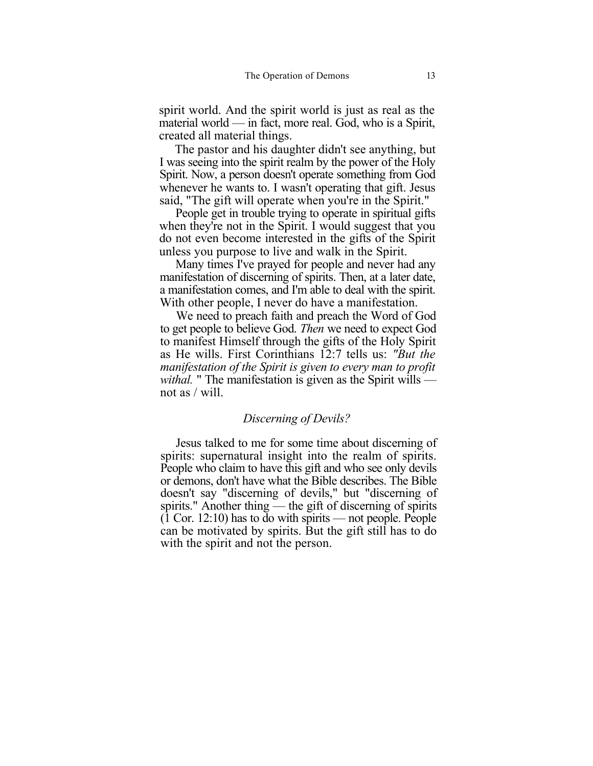spirit world. And the spirit world is just as real as the material world — in fact, more real. God, who is a Spirit, created all material things.

The pastor and his daughter didn't see anything, but I was seeing into the spirit realm by the power of the Holy Spirit. Now, a person doesn't operate something from God whenever he wants to. I wasn't operating that gift. Jesus said, "The gift will operate when you're in the Spirit."

People get in trouble trying to operate in spiritual gifts when they're not in the Spirit. I would suggest that you do not even become interested in the gifts of the Spirit unless you purpose to live and walk in the Spirit.

Many times I've prayed for people and never had any manifestation of discerning of spirits. Then, at a later date, a manifestation comes, and I'm able to deal with the spirit. With other people, I never do have a manifestation.

We need to preach faith and preach the Word of God to get people to believe God. *Then* we need to expect God to manifest Himself through the gifts of the Holy Spirit as He wills. First Corinthians 12:7 tells us: *"But the manifestation of the Spirit is given to every man to profit withal.* " The manifestation is given as the Spirit wills — not as / will.

### *Discerning of Devils?*

Jesus talked to me for some time about discerning of spirits: supernatural insight into the realm of spirits. People who claim to have this gift and who see only devils or demons, don't have what the Bible describes. The Bible doesn't say "discerning of devils," but "discerning of spirits." Another thing — the gift of discerning of spirits (1 Cor. 12:10) has to do with spirits — not people. People can be motivated by spirits. But the gift still has to do with the spirit and not the person.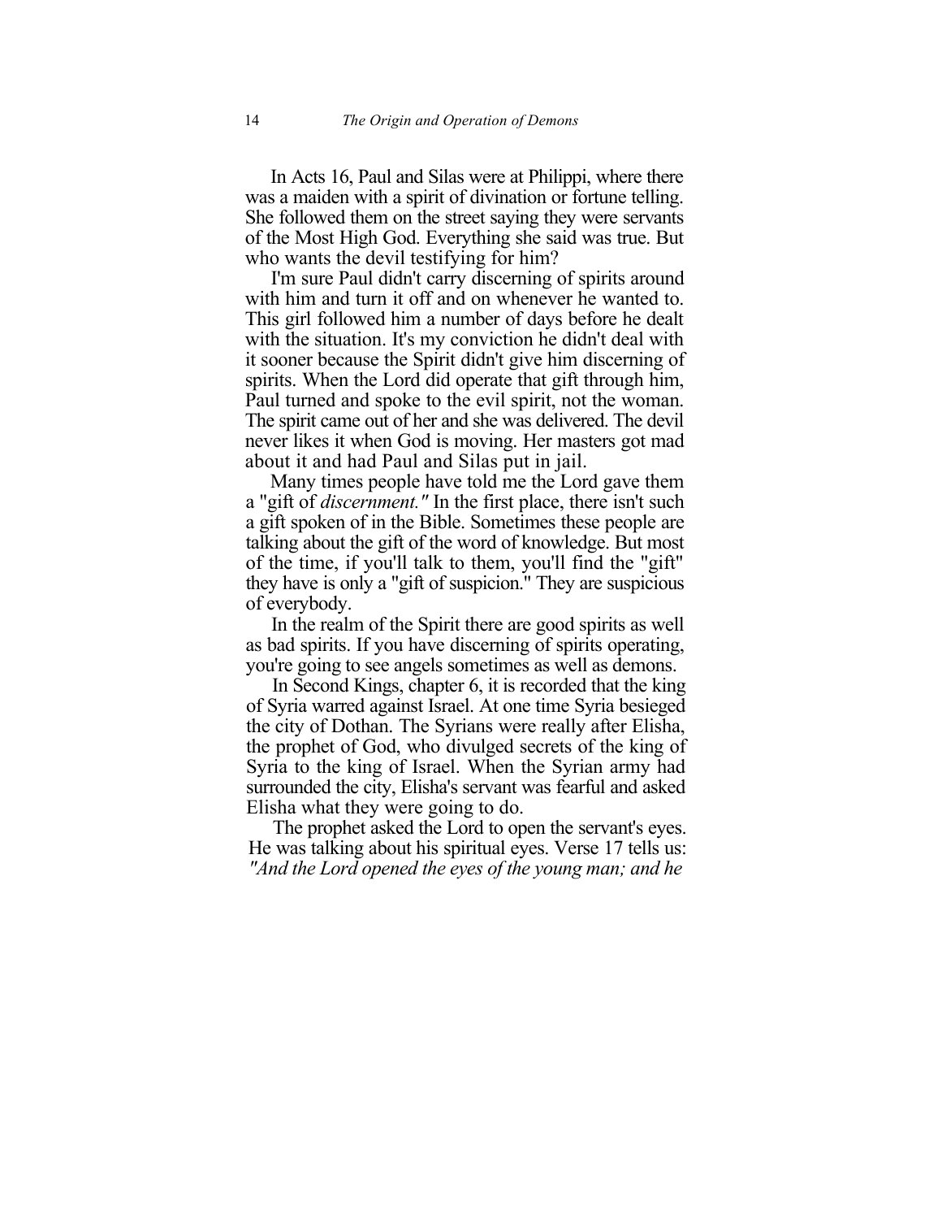In Acts 16, Paul and Silas were at Philippi, where there was a maiden with a spirit of divination or fortune telling. She followed them on the street saying they were servants of the Most High God. Everything she said was true. But who wants the devil testifying for him?

I'm sure Paul didn't carry discerning of spirits around with him and turn it off and on whenever he wanted to. This girl followed him a number of days before he dealt with the situation. It's my conviction he didn't deal with it sooner because the Spirit didn't give him discerning of spirits. When the Lord did operate that gift through him, Paul turned and spoke to the evil spirit, not the woman. The spirit came out of her and she was delivered. The devil never likes it when God is moving. Her masters got mad about it and had Paul and Silas put in jail.

Many times people have told me the Lord gave them a "gift of *discernment."* In the first place, there isn't such a gift spoken of in the Bible. Sometimes these people are talking about the gift of the word of knowledge. But most of the time, if you'll talk to them, you'll find the "gift" they have is only a "gift of suspicion." They are suspicious of everybody.

In the realm of the Spirit there are good spirits as well as bad spirits. If you have discerning of spirits operating, you're going to see angels sometimes as well as demons.

In Second Kings, chapter 6, it is recorded that the king of Syria warred against Israel. At one time Syria besieged the city of Dothan. The Syrians were really after Elisha, the prophet of God, who divulged secrets of the king of Syria to the king of Israel. When the Syrian army had surrounded the city, Elisha's servant was fearful and asked Elisha what they were going to do.

The prophet asked the Lord to open the servant's eyes. He was talking about his spiritual eyes. Verse 17 tells us: *"And the Lord opened the eyes of the young man; and he*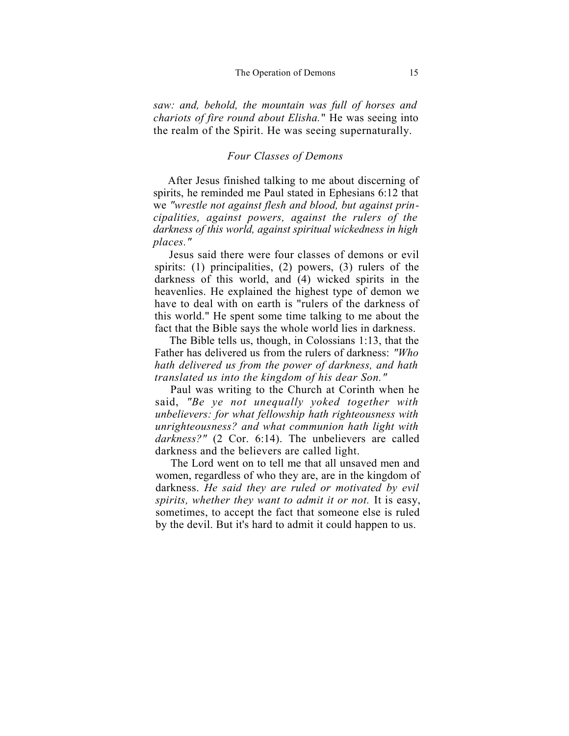*saw: and, behold, the mountain was full of horses and chariots of fire round about Elisha."* He was seeing into the realm of the Spirit. He was seeing supernaturally.

### *Four Classes of Demons*

After Jesus finished talking to me about discerning of spirits, he reminded me Paul stated in Ephesians 6:12 that we *"wrestle not against flesh and blood, but against principalities, against powers, against the rulers of the darkness of this world, against spiritual wickedness in high places."*

Jesus said there were four classes of demons or evil spirits: (1) principalities, (2) powers, (3) rulers of the darkness of this world, and (4) wicked spirits in the heavenlies. He explained the highest type of demon we have to deal with on earth is "rulers of the darkness of this world." He spent some time talking to me about the fact that the Bible says the whole world lies in darkness.

The Bible tells us, though, in Colossians 1:13, that the Father has delivered us from the rulers of darkness: *"Who hath delivered us from the power of darkness, and hath translated us into the kingdom of his dear Son."*

Paul was writing to the Church at Corinth when he said, *"Be ye not unequally yoked together with unbelievers: for what fellowship hath righteousness with unrighteousness? and what communion hath light with darkness?"* (2 Cor. 6:14). The unbelievers are called darkness and the believers are called light.

The Lord went on to tell me that all unsaved men and women, regardless of who they are, are in the kingdom of darkness. *He said they are ruled or motivated by evil spirits, whether they want to admit it or not.* It is easy, sometimes, to accept the fact that someone else is ruled by the devil. But it's hard to admit it could happen to us.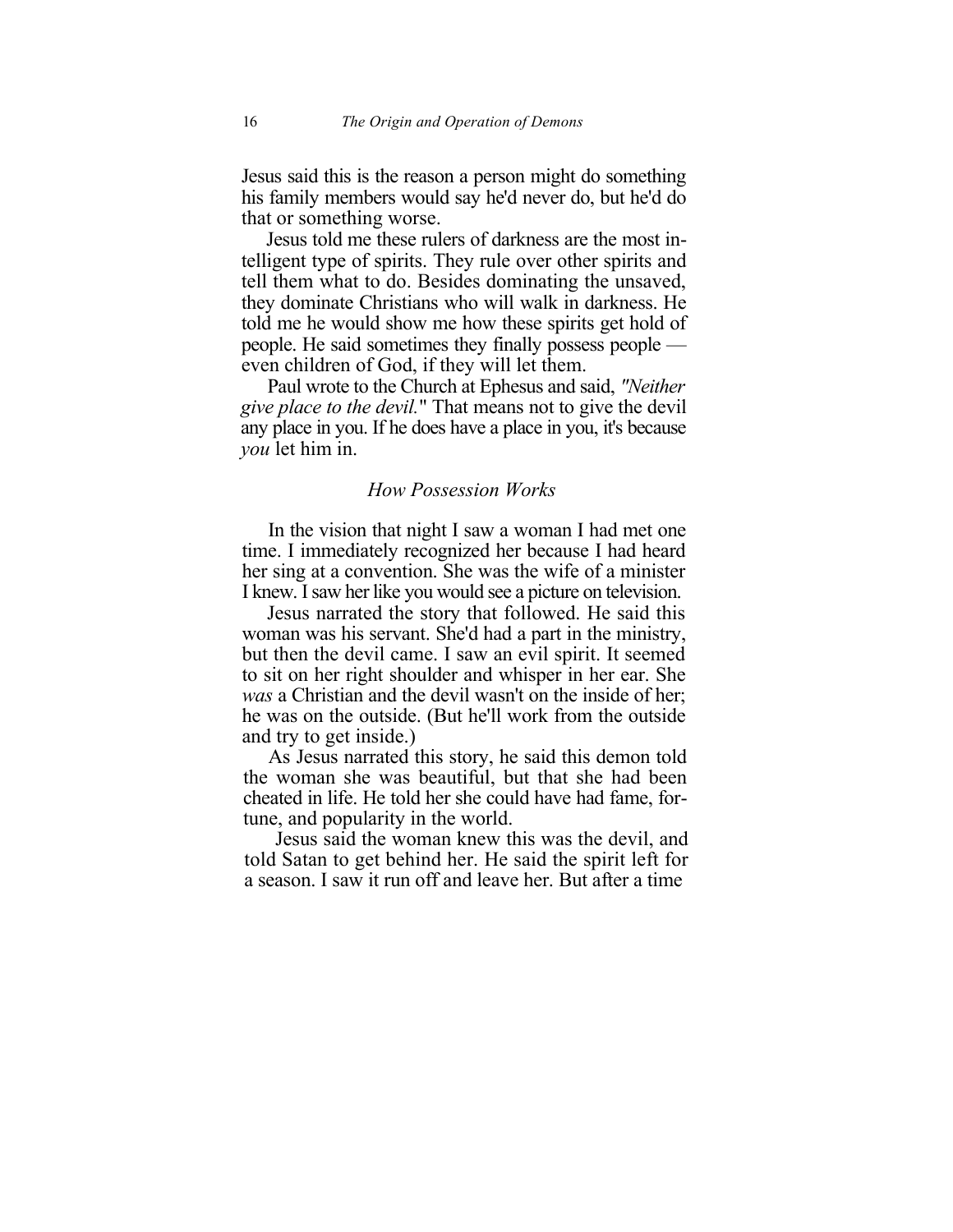Jesus said this is the reason a person might do something his family members would say he'd never do, but he'd do that or something worse.

Jesus told me these rulers of darkness are the most intelligent type of spirits. They rule over other spirits and tell them what to do. Besides dominating the unsaved, they dominate Christians who will walk in darkness. He told me he would show me how these spirits get hold of people. He said sometimes they finally possess people — even children of God, if they will let them.

Paul wrote to the Church at Ephesus and said, *"Neither give place to the devil."* That means not to give the devil any place in you. If he does have a place in you, it's because *you* let him in.

### *How Possession Works*

In the vision that night I saw a woman I had met one time. I immediately recognized her because I had heard her sing at a convention. She was the wife of a minister I knew. I saw her like you would see a picture on television.

Jesus narrated the story that followed. He said this woman was his servant. She'd had a part in the ministry, but then the devil came. I saw an evil spirit. It seemed to sit on her right shoulder and whisper in her ear. She *was* a Christian and the devil wasn't on the inside of her; he was on the outside. (But he'll work from the outside and try to get inside.)

As Jesus narrated this story, he said this demon told the woman she was beautiful, but that she had been cheated in life. He told her she could have had fame, fortune, and popularity in the world.

Jesus said the woman knew this was the devil, and told Satan to get behind her. He said the spirit left for a season. I saw it run off and leave her. But after a time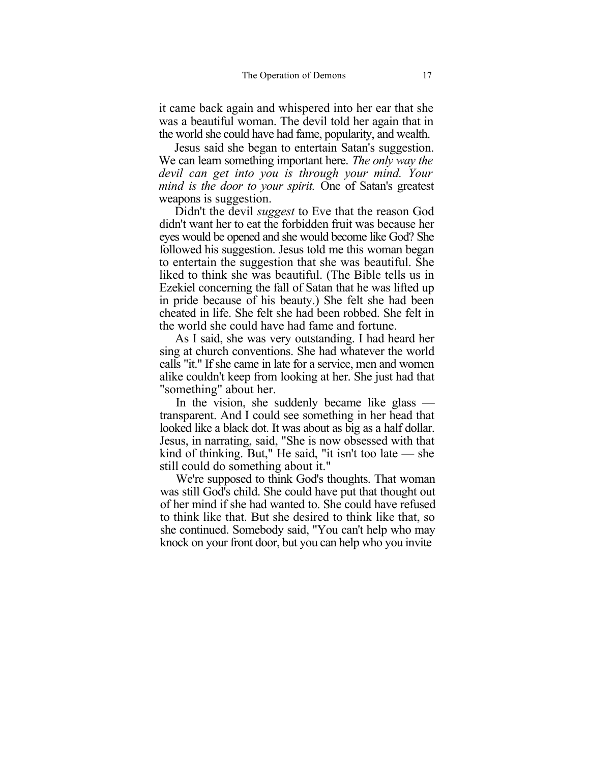it came back again and whispered into her ear that she was a beautiful woman. The devil told her again that in the world she could have had fame, popularity, and wealth.

Jesus said she began to entertain Satan's suggestion. We can learn something important here. *The only way the devil can get into you is through your mind. Your mind is the door to your spirit.* One of Satan's greatest weapons is suggestion.

Didn't the devil *suggest* to Eve that the reason God didn't want her to eat the forbidden fruit was because her eyes would be opened and she would become like God? She followed his suggestion. Jesus told me this woman began to entertain the suggestion that she was beautiful. She liked to think she was beautiful. (The Bible tells us in Ezekiel concerning the fall of Satan that he was lifted up in pride because of his beauty.) She felt she had been cheated in life. She felt she had been robbed. She felt in the world she could have had fame and fortune.

As I said, she was very outstanding. I had heard her sing at church conventions. She had whatever the world calls "it." If she came in late for a service, men and women alike couldn't keep from looking at her. She just had that "something" about her.

In the vision, she suddenly became like glass — transparent. And I could see something in her head that looked like a black dot. It was about as big as a half dollar. Jesus, in narrating, said, "She is now obsessed with that kind of thinking. But," He said, "it isn't too late — she still could do something about it."

We're supposed to think God's thoughts. That woman was still God's child. She could have put that thought out of her mind if she had wanted to. She could have refused to think like that. But she desired to think like that, so she continued. Somebody said, "You can't help who may knock on your front door, but you can help who you invite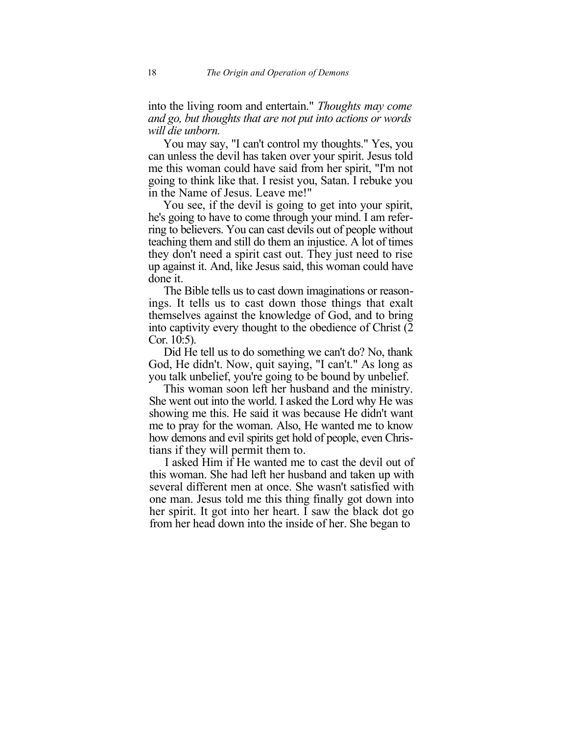into the living room and entertain." *Thoughts may come and go, but thoughts that are not put into actions or words will die unborn.*

You may say, "I can't control my thoughts." Yes, you can unless the devil has taken over your spirit. Jesus told me this woman could have said from her spirit, "I'm not going to think like that. I resist you, Satan. I rebuke you in the Name of Jesus. Leave me!"

You see, if the devil is going to get into your spirit, he's going to have to come through your mind. I am referring to believers. You can cast devils out of people without teaching them and still do them an injustice. A lot of times they don't need a spirit cast out. They just need to rise up against it. And, like Jesus said, this woman could have done it.

The Bible tells us to cast down imaginations or reasonings. It tells us to cast down those things that exalt themselves against the knowledge of God, and to bring into captivity every thought to the obedience of Christ (2 Cor. 10:5).

Did He tell us to do something we can't do? No, thank God, He didn't. Now, quit saying, "I can't." As long as you talk unbelief, you're going to be bound by unbelief.

This woman soon left her husband and the ministry. She went out into the world. I asked the Lord why He was showing me this. He said it was because He didn't want me to pray for the woman. Also, He wanted me to know how demons and evil spirits get hold of people, even Christians if they will permit them to.

I asked Him if He wanted me to cast the devil out of this woman. She had left her husband and taken up with several different men at once. She wasn't satisfied with one man. Jesus told me this thing finally got down into her spirit. It got into her heart. I saw the black dot go from her head down into the inside of her. She began to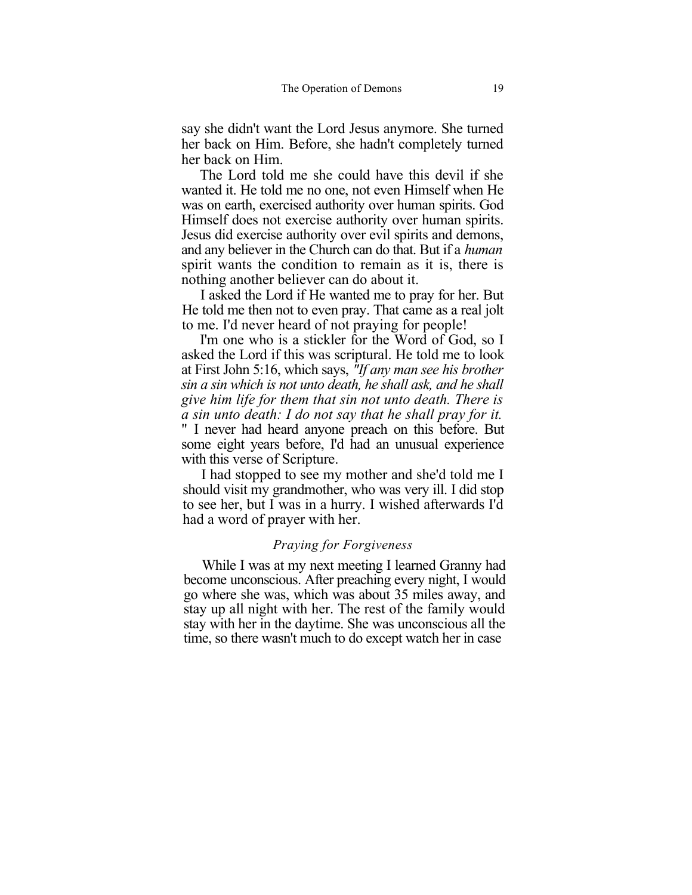say she didn't want the Lord Jesus anymore. She turned her back on Him. Before, she hadn't completely turned her back on Him.

The Lord told me she could have this devil if she wanted it. He told me no one, not even Himself when He was on earth, exercised authority over human spirits. God Himself does not exercise authority over human spirits. Jesus did exercise authority over evil spirits and demons, and any believer in the Church can do that. But if a *human* spirit wants the condition to remain as it is, there is nothing another believer can do about it.

I asked the Lord if He wanted me to pray for her. But He told me then not to even pray. That came as a real jolt to me. I'd never heard of not praying for people!

I'm one who is a stickler for the Word of God, so I asked the Lord if this was scriptural. He told me to look at First John 5:16, which says, *"If any man see his brother sin a sin which is not unto death, he shall ask, and he shall give him life for them that sin not unto death. There is a sin unto death: I do not say that he shall pray for it.* " I never had heard anyone preach on this before. But some eight years before, I'd had an unusual experience with this verse of Scripture.

I had stopped to see my mother and she'd told me I should visit my grandmother, who was very ill. I did stop to see her, but I was in a hurry. I wished afterwards I'd had a word of prayer with her.

### *Praying for Forgiveness*

While I was at my next meeting I learned Granny had become unconscious. After preaching every night, I would go where she was, which was about 35 miles away, and stay up all night with her. The rest of the family would stay with her in the daytime. She was unconscious all the time, so there wasn't much to do except watch her in case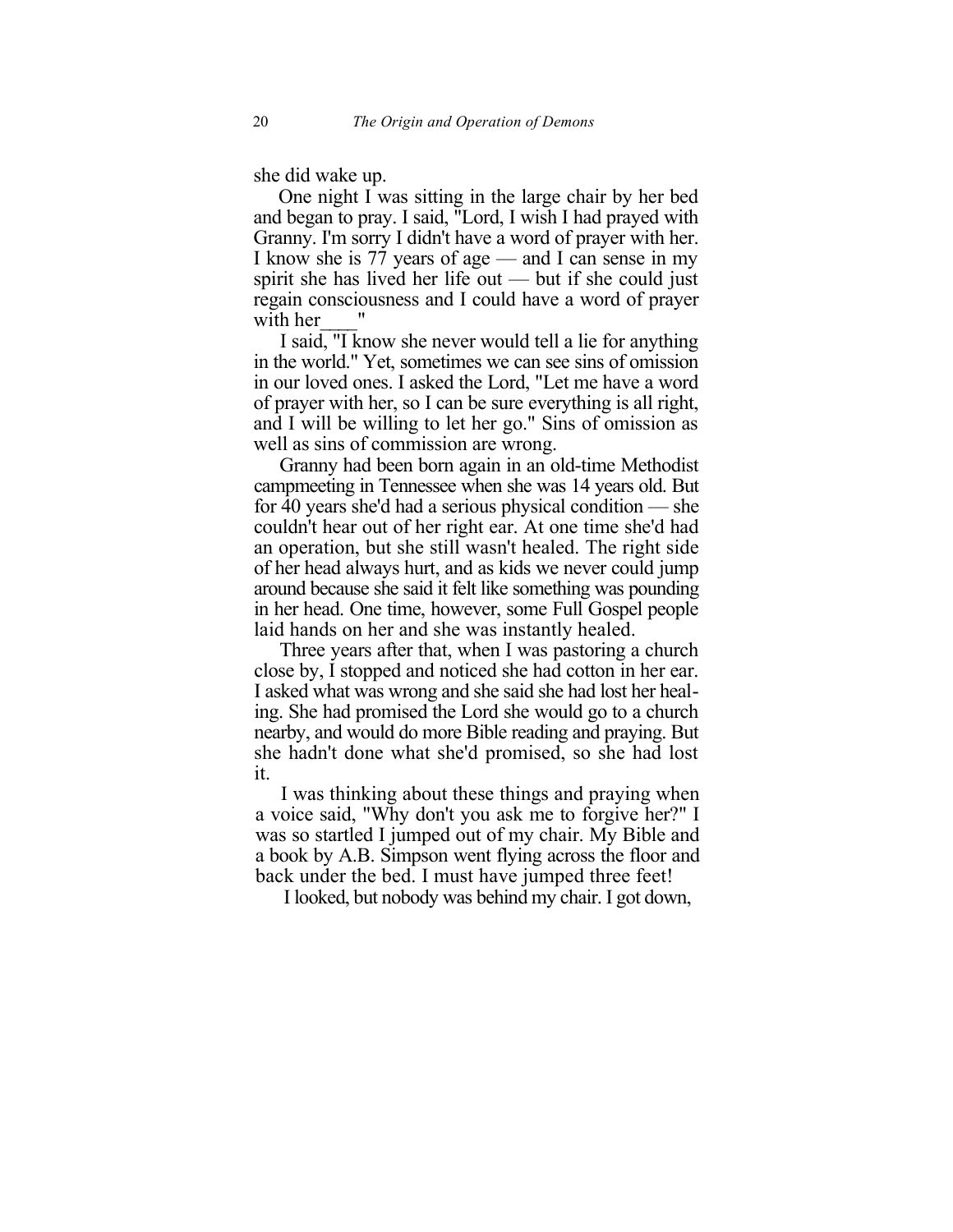she did wake up.

One night I was sitting in the large chair by her bed and began to pray. I said, "Lord, I wish I had prayed with Granny. I'm sorry I didn't have a word of prayer with her. I know she is 77 years of age — and I can sense in my spirit she has lived her life out — but if she could just regain consciousness and I could have a word of prayer with her____"

I said, "I know she never would tell a lie for anything in the world." Yet, sometimes we can see sins of omission in our loved ones. I asked the Lord, "Let me have a word of prayer with her, so I can be sure everything is all right, and I will be willing to let her go." Sins of omission as well as sins of commission are wrong.

Granny had been born again in an old-time Methodist campmeeting in Tennessee when she was 14 years old. But for 40 years she'd had a serious physical condition — she couldn't hear out of her right ear. At one time she'd had an operation, but she still wasn't healed. The right side of her head always hurt, and as kids we never could jump around because she said it felt like something was pounding in her head. One time, however, some Full Gospel people laid hands on her and she was instantly healed.

Three years after that, when I was pastoring a church close by, I stopped and noticed she had cotton in her ear. I asked what was wrong and she said she had lost her healing. She had promised the Lord she would go to a church nearby, and would do more Bible reading and praying. But she hadn't done what she'd promised, so she had lost it.

I was thinking about these things and praying when a voice said, "Why don't you ask me to forgive her?" I was so startled I jumped out of my chair. My Bible and a book by A.B. Simpson went flying across the floor and back under the bed. I must have jumped three feet!

I looked, but nobody was behind my chair. I got down,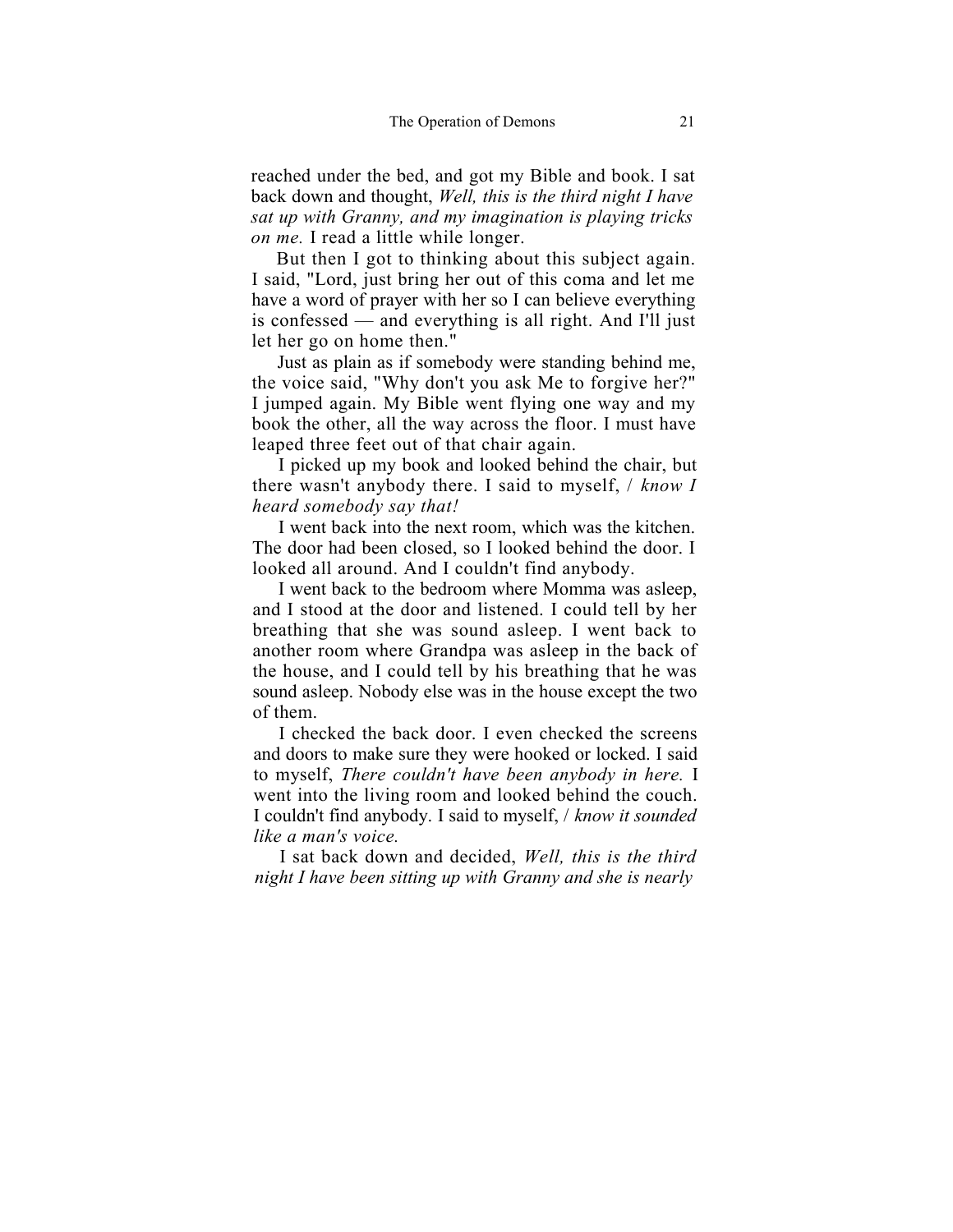reached under the bed, and got my Bible and book. I sat back down and thought, *Well, this is the third night I have sat up with Granny, and my imagination is playing tricks on me.* I read a little while longer.

But then I got to thinking about this subject again. I said, "Lord, just bring her out of this coma and let me have a word of prayer with her so I can believe everything is confessed — and everything is all right. And I'll just let her go on home then."

Just as plain as if somebody were standing behind me, the voice said, "Why don't you ask Me to forgive her?" I jumped again. My Bible went flying one way and my book the other, all the way across the floor. I must have leaped three feet out of that chair again.

I picked up my book and looked behind the chair, but there wasn't anybody there. I said to myself, / *know I heard somebody say that!*

I went back into the next room, which was the kitchen. The door had been closed, so I looked behind the door. I looked all around. And I couldn't find anybody.

I went back to the bedroom where Momma was asleep, and I stood at the door and listened. I could tell by her breathing that she was sound asleep. I went back to another room where Grandpa was asleep in the back of the house, and I could tell by his breathing that he was sound asleep. Nobody else was in the house except the two of them.

I checked the back door. I even checked the screens and doors to make sure they were hooked or locked. I said to myself, *There couldn't have been anybody in here.* I went into the living room and looked behind the couch. I couldn't find anybody. I said to myself, / *know it sounded like a man's voice.*

I sat back down and decided, *Well, this is the third night I have been sitting up with Granny and she is nearly*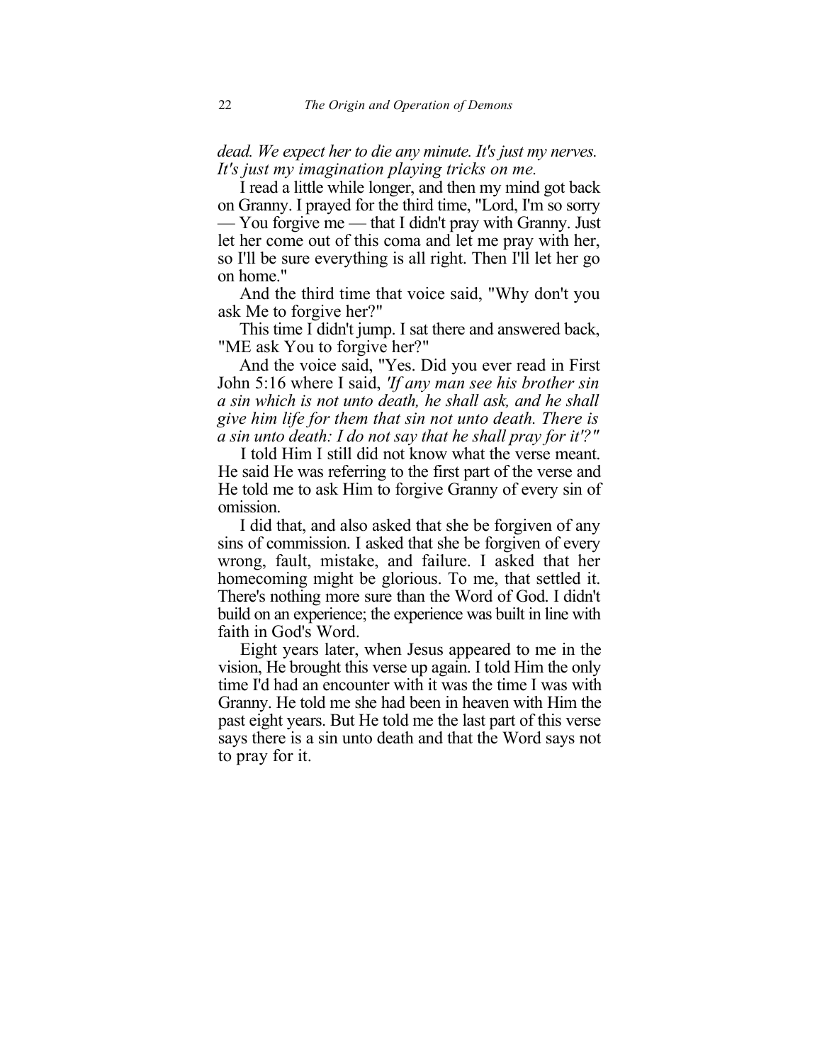*dead. We expect her to die any minute. It's just my nerves. It's just my imagination playing tricks on me.*

I read a little while longer, and then my mind got back on Granny. I prayed for the third time, "Lord, I'm so sorry — You forgive me — that I didn't pray with Granny. Just let her come out of this coma and let me pray with her, so I'll be sure everything is all right. Then I'll let her go on home."

And the third time that voice said, "Why don't you ask Me to forgive her?"

This time I didn't jump. I sat there and answered back, "ME ask You to forgive her?"

And the voice said, "Yes. Did you ever read in First John 5:16 where I said, *'If any man see his brother sin a sin which is not unto death, he shall ask, and he shall give him life for them that sin not unto death. There is a sin unto death: I do not say that he shall pray for it'?"*

I told Him I still did not know what the verse meant. He said He was referring to the first part of the verse and He told me to ask Him to forgive Granny of every sin of omission.

I did that, and also asked that she be forgiven of any sins of commission. I asked that she be forgiven of every wrong, fault, mistake, and failure. I asked that her homecoming might be glorious. To me, that settled it. There's nothing more sure than the Word of God. I didn't build on an experience; the experience was built in line with faith in God's Word.

Eight years later, when Jesus appeared to me in the vision, He brought this verse up again. I told Him the only time I'd had an encounter with it was the time I was with Granny. He told me she had been in heaven with Him the past eight years. But He told me the last part of this verse says there is a sin unto death and that the Word says not to pray for it.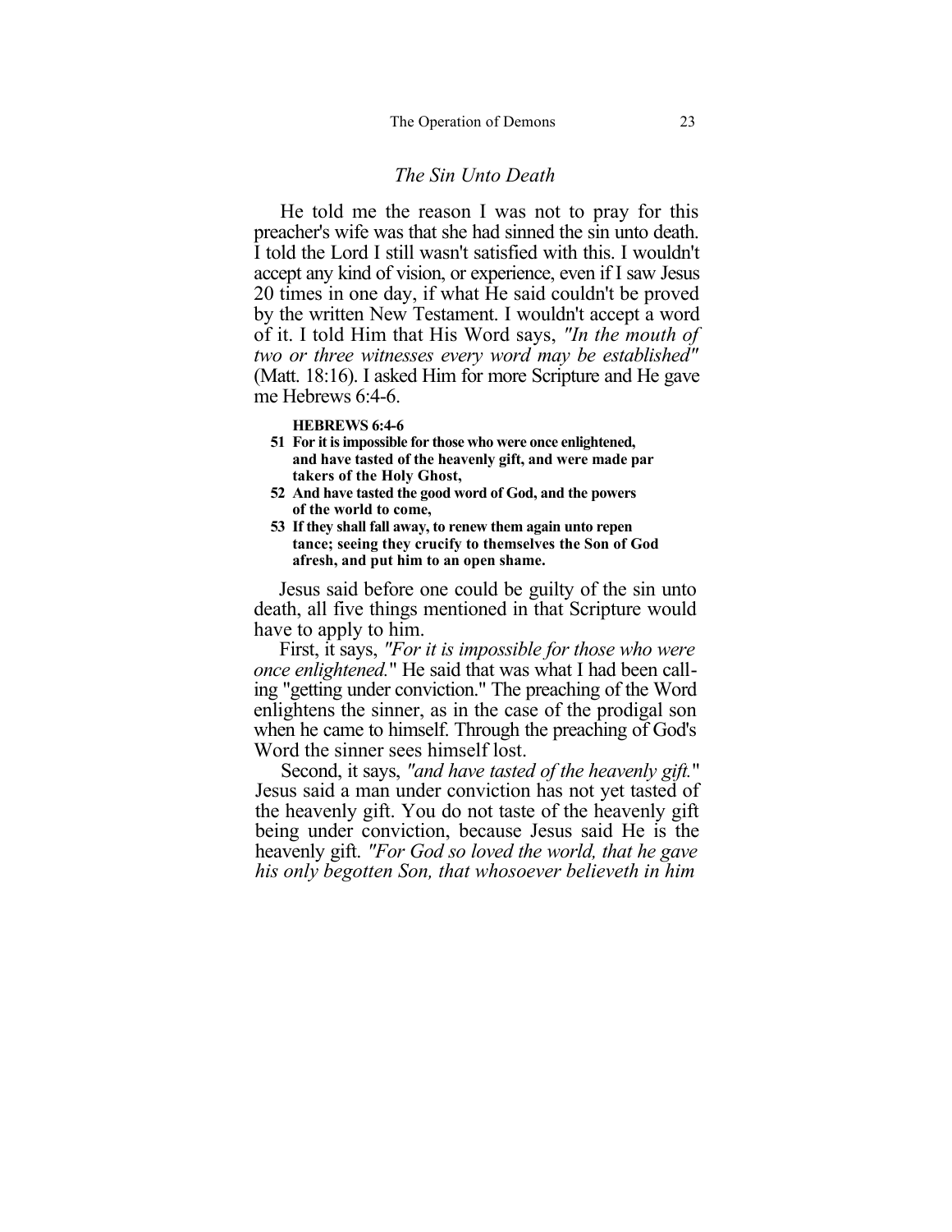### *The Sin Unto Death*

He told me the reason I was not to pray for this preacher's wife was that she had sinned the sin unto death. I told the Lord I still wasn't satisfied with this. I wouldn't accept any kind of vision, or experience, even if I saw Jesus 20 times in one day, if what He said couldn't be proved by the written New Testament. I wouldn't accept a word of it. I told Him that His Word says, *"In the mouth of two or three witnesses every word may be established"* (Matt. 18:16). I asked Him for more Scripture and He gave me Hebrews 6:4-6.

**HEBREWS 6:4-6**
**51 For it is impossible for those who were once enlightened, and have tasted of the heavenly gift, and were made partakers of the Holy Ghost,**
**52 And have tasted the good word of God, and the powers of the world to come,**
**53 If they shall fall away, to renew them again unto repentance; seeing they crucify to themselves the Son of God afresh, and put him to an open shame.**

Jesus said before one could be guilty of the sin unto death, all five things mentioned in that Scripture would have to apply to him.

First, it says, *"For it is impossible for those who were once enlightened."* He said that was what I had been calling "getting under conviction." The preaching of the Word enlightens the sinner, as in the case of the prodigal son when he came to himself. Through the preaching of God's Word the sinner sees himself lost.

Second, it says, *"and have tasted of the heavenly gift."* Jesus said a man under conviction has not yet tasted of the heavenly gift. You do not taste of the heavenly gift being under conviction, because Jesus said He is the heavenly gift. *"For God so loved the world, that he gave his only begotten Son, that whosoever believeth in him*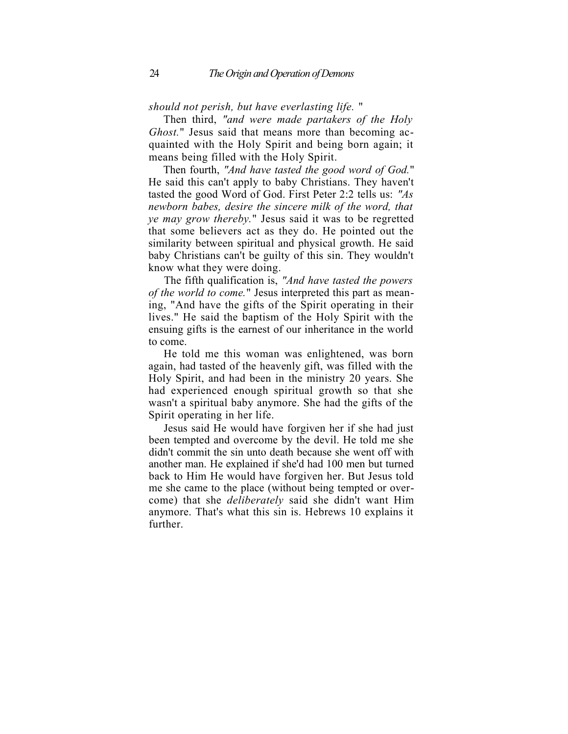*should not perish, but have everlasting life.* "

Then third, *"and were made partakers of the Holy Ghost."* Jesus said that means more than becoming acquainted with the Holy Spirit and being born again; it means being filled with the Holy Spirit.

Then fourth, *"And have tasted the good word of God."* He said this can't apply to baby Christians. They haven't tasted the good Word of God. First Peter 2:2 tells us: *"As newborn babes, desire the sincere milk of the word, that ye may grow thereby."* Jesus said it was to be regretted that some believers act as they do. He pointed out the similarity between spiritual and physical growth. He said baby Christians can't be guilty of this sin. They wouldn't know what they were doing.

The fifth qualification is, *"And have tasted the powers of the world to come."* Jesus interpreted this part as meaning, "And have the gifts of the Spirit operating in their lives." He said the baptism of the Holy Spirit with the ensuing gifts is the earnest of our inheritance in the world to come.

He told me this woman was enlightened, was born again, had tasted of the heavenly gift, was filled with the Holy Spirit, and had been in the ministry 20 years. She had experienced enough spiritual growth so that she wasn't a spiritual baby anymore. She had the gifts of the Spirit operating in her life.

Jesus said He would have forgiven her if she had just been tempted and overcome by the devil. He told me she didn't commit the sin unto death because she went off with another man. He explained if she'd had 100 men but turned back to Him He would have forgiven her. But Jesus told me she came to the place (without being tempted or overcome) that she *deliberately* said she didn't want Him anymore. That's what this sin is. Hebrews 10 explains it further.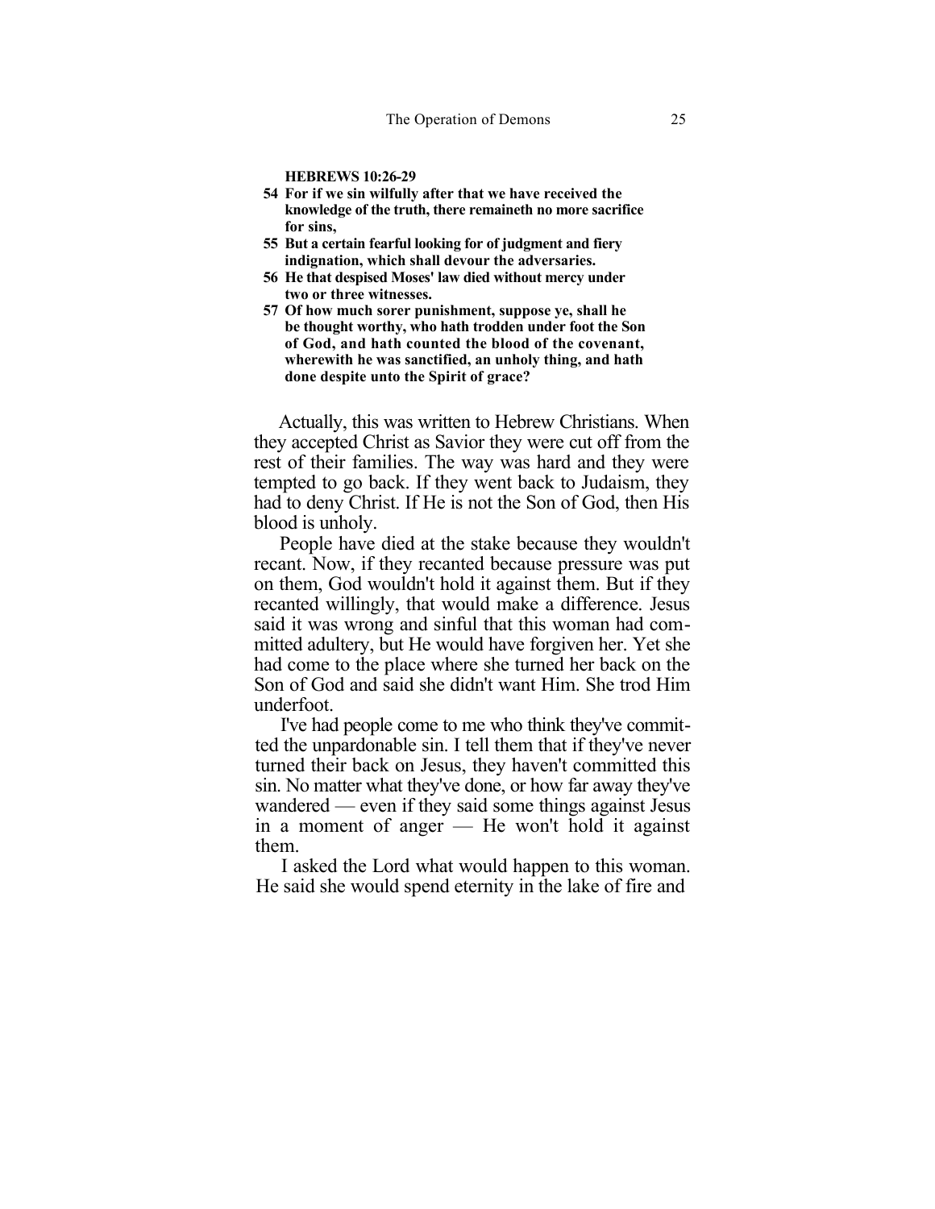**HEBREWS 10:26-29**

**54 For if we sin wilfully after that we have received the knowledge of the truth, there remaineth no more sacrifice for sins,**

**55 But a certain fearful looking for of judgment and fiery indignation, which shall devour the adversaries.**

**56 He that despised Moses' law died without mercy under two or three witnesses.**

**57 Of how much sorer punishment, suppose ye, shall he be thought worthy, who hath trodden under foot the Son of God, and hath counted the blood of the covenant, wherewith he was sanctified, an unholy thing, and hath done despite unto the Spirit of grace?**

Actually, this was written to Hebrew Christians. When they accepted Christ as Savior they were cut off from the rest of their families. The way was hard and they were tempted to go back. If they went back to Judaism, they had to deny Christ. If He is not the Son of God, then His blood is unholy.

People have died at the stake because they wouldn't recant. Now, if they recanted because pressure was put on them, God wouldn't hold it against them. But if they recanted willingly, that would make a difference. Jesus said it was wrong and sinful that this woman had committed adultery, but He would have forgiven her. Yet she had come to the place where she turned her back on the Son of God and said she didn't want Him. She trod Him underfoot.

I've had people come to me who think they've committed the unpardonable sin. I tell them that if they've never turned their back on Jesus, they haven't committed this sin. No matter what they've done, or how far away they've wandered — even if they said some things against Jesus in a moment of anger — He won't hold it against them.

I asked the Lord what would happen to this woman. He said she would spend eternity in the lake of fire and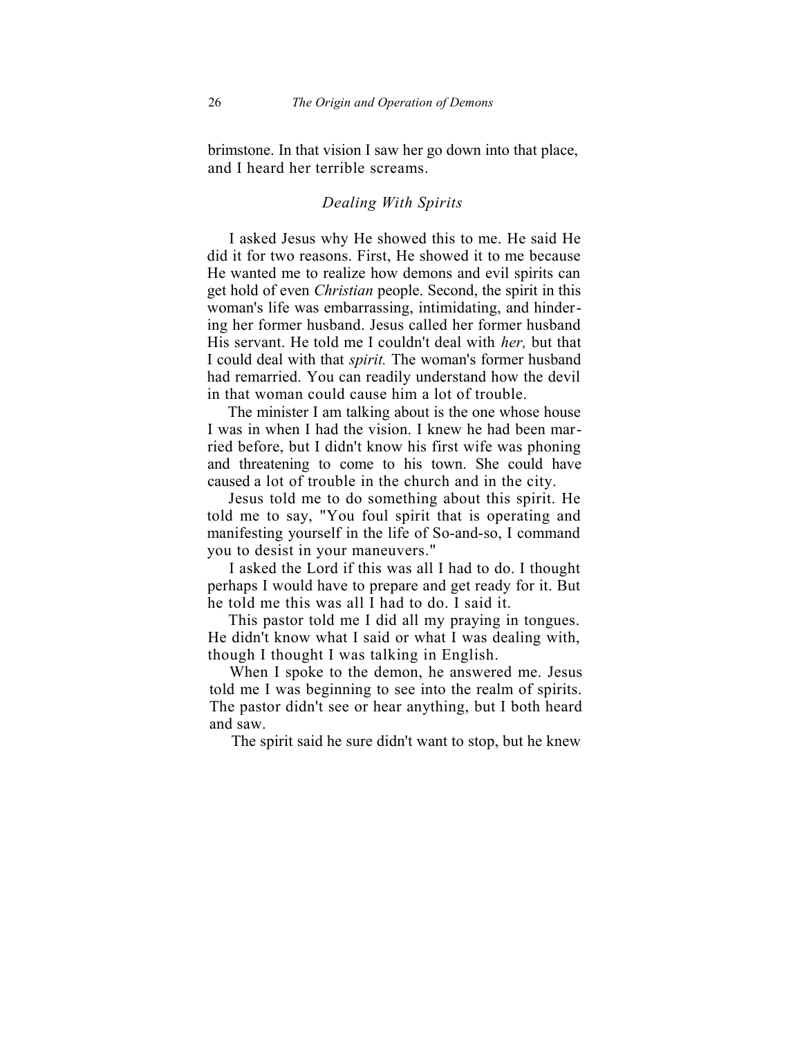brimstone. In that vision I saw her go down into that place, and I heard her terrible screams.

### *Dealing With Spirits*

I asked Jesus why He showed this to me. He said He did it for two reasons. First, He showed it to me because He wanted me to realize how demons and evil spirits can get hold of even *Christian* people. Second, the spirit in this woman's life was embarrassing, intimidating, and hindering her former husband. Jesus called her former husband His servant. He told me I couldn't deal with *her,* but that I could deal with that *spirit.* The woman's former husband had remarried. You can readily understand how the devil in that woman could cause him a lot of trouble.

The minister I am talking about is the one whose house I was in when I had the vision. I knew he had been married before, but I didn't know his first wife was phoning and threatening to come to his town. She could have caused a lot of trouble in the church and in the city.

Jesus told me to do something about this spirit. He told me to say, "You foul spirit that is operating and manifesting yourself in the life of So-and-so, I command you to desist in your maneuvers."

I asked the Lord if this was all I had to do. I thought perhaps I would have to prepare and get ready for it. But he told me this was all I had to do. I said it.

This pastor told me I did all my praying in tongues. He didn't know what I said or what I was dealing with, though I thought I was talking in English.

When I spoke to the demon, he answered me. Jesus told me I was beginning to see into the realm of spirits. The pastor didn't see or hear anything, but I both heard and saw.

The spirit said he sure didn't want to stop, but he knew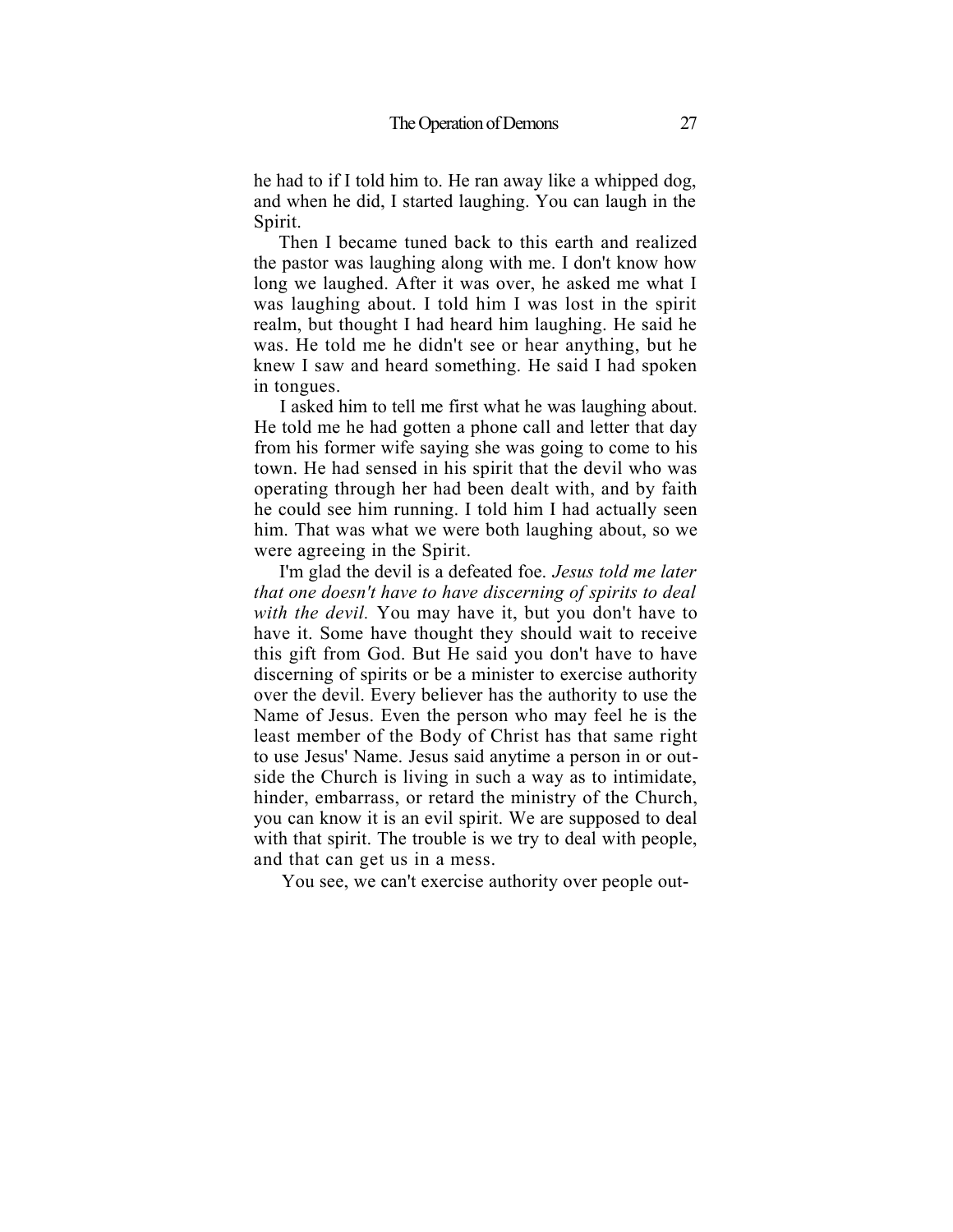he had to if I told him to. He ran away like a whipped dog, and when he did, I started laughing. You can laugh in the Spirit.

Then I became tuned back to this earth and realized the pastor was laughing along with me. I don't know how long we laughed. After it was over, he asked me what I was laughing about. I told him I was lost in the spirit realm, but thought I had heard him laughing. He said he was. He told me he didn't see or hear anything, but he knew I saw and heard something. He said I had spoken in tongues.

I asked him to tell me first what he was laughing about. He told me he had gotten a phone call and letter that day from his former wife saying she was going to come to his town. He had sensed in his spirit that the devil who was operating through her had been dealt with, and by faith he could see him running. I told him I had actually seen him. That was what we were both laughing about, so we were agreeing in the Spirit.

I'm glad the devil is a defeated foe. *Jesus told me later that one doesn't have to have discerning of spirits to deal with the devil.* You may have it, but you don't have to have it. Some have thought they should wait to receive this gift from God. But He said you don't have to have discerning of spirits or be a minister to exercise authority over the devil. Every believer has the authority to use the Name of Jesus. Even the person who may feel he is the least member of the Body of Christ has that same right to use Jesus' Name. Jesus said anytime a person in or outside the Church is living in such a way as to intimidate, hinder, embarrass, or retard the ministry of the Church, you can know it is an evil spirit. We are supposed to deal with that spirit. The trouble is we try to deal with people, and that can get us in a mess.

You see, we can't exercise authority over people out-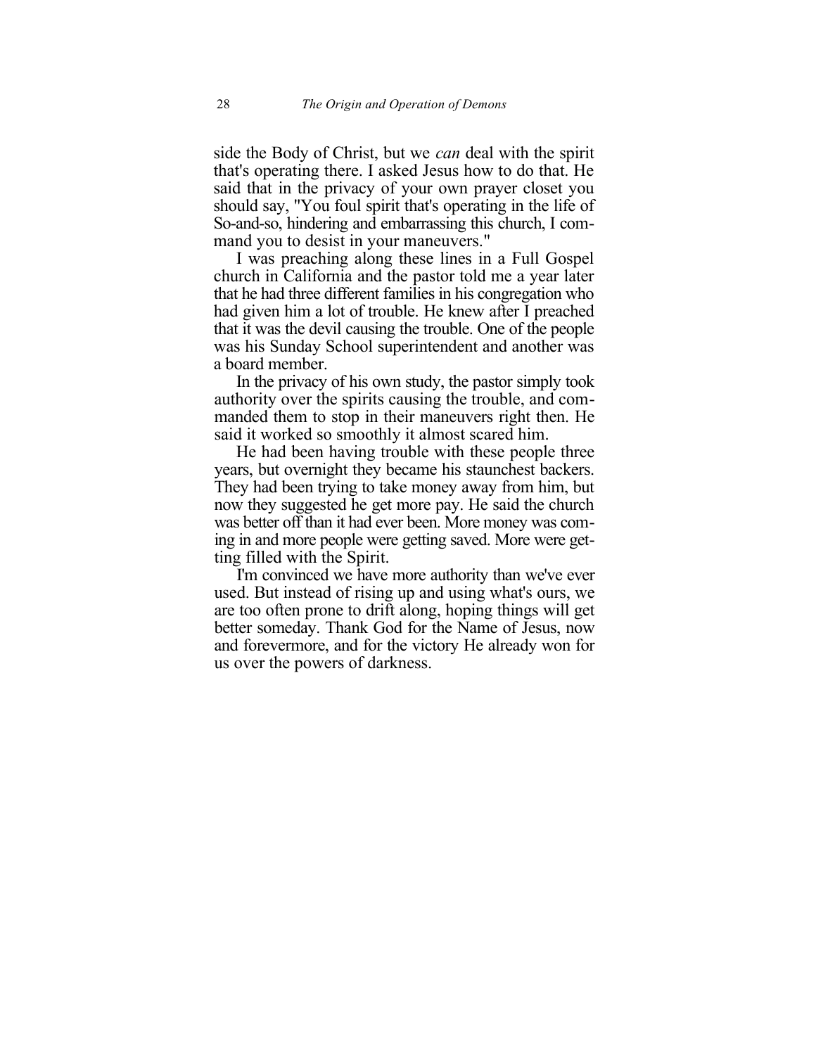side the Body of Christ, but we *can* deal with the spirit that's operating there. I asked Jesus how to do that. He said that in the privacy of your own prayer closet you should say, "You foul spirit that's operating in the life of So-and-so, hindering and embarrassing this church, I command you to desist in your maneuvers."

I was preaching along these lines in a Full Gospel church in California and the pastor told me a year later that he had three different families in his congregation who had given him a lot of trouble. He knew after I preached that it was the devil causing the trouble. One of the people was his Sunday School superintendent and another was a board member.

In the privacy of his own study, the pastor simply took authority over the spirits causing the trouble, and commanded them to stop in their maneuvers right then. He said it worked so smoothly it almost scared him.

He had been having trouble with these people three years, but overnight they became his staunchest backers. They had been trying to take money away from him, but now they suggested he get more pay. He said the church was better off than it had ever been. More money was coming in and more people were getting saved. More were getting filled with the Spirit.

I'm convinced we have more authority than we've ever used. But instead of rising up and using what's ours, we are too often prone to drift along, hoping things will get better someday. Thank God for the Name of Jesus, now and forevermore, and for the victory He already won for us over the powers of darkness.